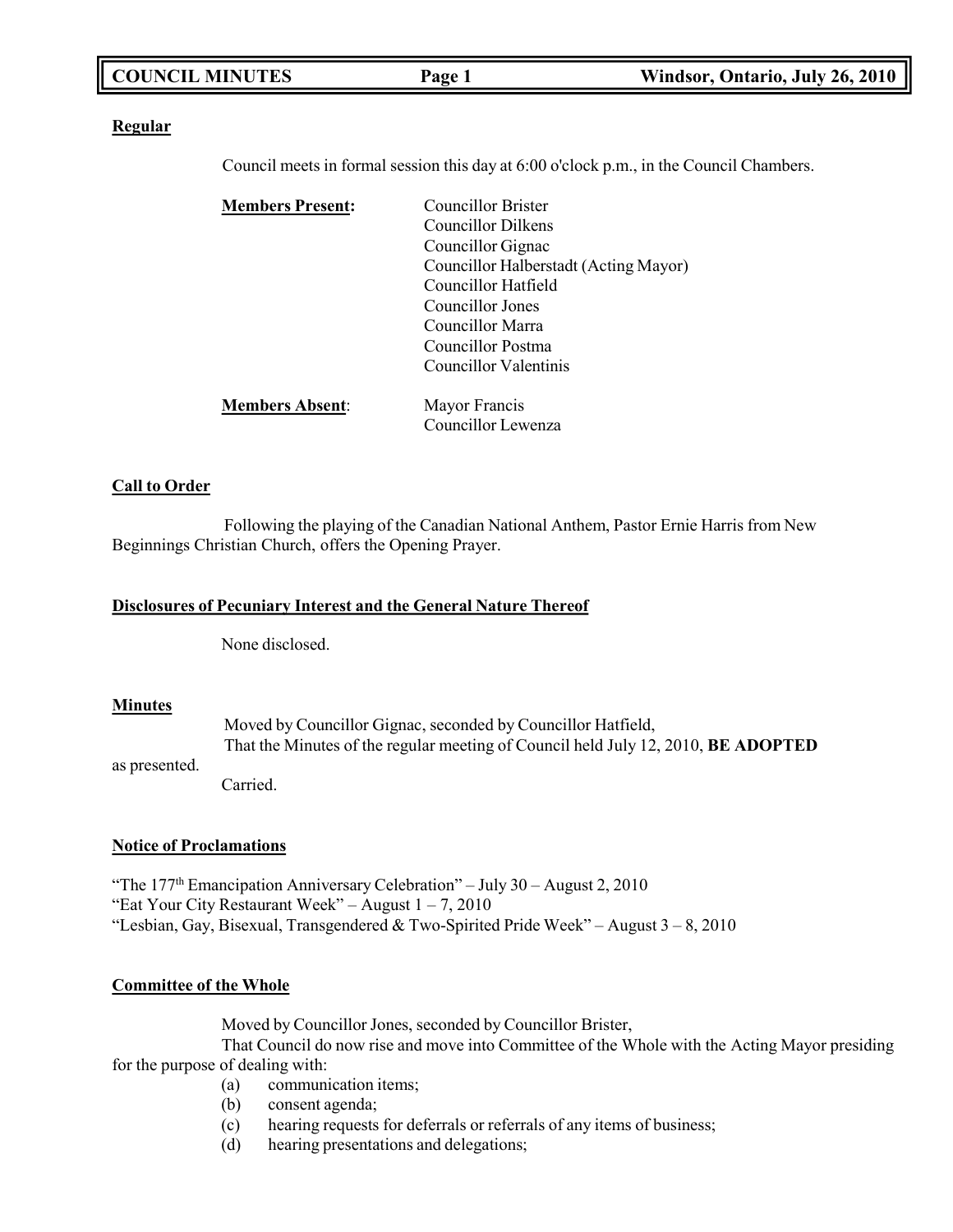**Regular**

Council meets in formal session this day at 6:00 o'clock p.m., in the Council Chambers.

**Members Present:**
Councillor Brister
Councillor Dilkens
Councillor Gignac
Councillor Halberstadt (Acting Mayor)
Councillor Hatfield
Councillor Jones
Councillor Marra
Councillor Postma
Councillor Valentinis

**Members Absent:**
Mayor Francis
Councillor Lewenza

**Call to Order**

Following the playing of the Canadian National Anthem, Pastor Ernie Harris from New Beginnings Christian Church, offers the Opening Prayer.

**Disclosures of Pecuniary Interest and the General Nature Thereof**

None disclosed.

**Minutes**

Moved by Councillor Gignac, seconded by Councillor Hatfield,
That the Minutes of the regular meeting of Council held July 12, 2010, **BE ADOPTED** as presented.
Carried.

**Notice of Proclamations**

"The 177th Emancipation Anniversary Celebration" – July 30 – August 2, 2010
"Eat Your City Restaurant Week" – August 1 – 7, 2010
"Lesbian, Gay, Bisexual, Transgendered & Two-Spirited Pride Week" – August 3 – 8, 2010

**Committee of the Whole**

Moved by Councillor Jones, seconded by Councillor Brister,
That Council do now rise and move into Committee of the Whole with the Acting Mayor presiding for the purpose of dealing with:

(a) communication items;
(b) consent agenda;
(c) hearing requests for deferrals or referrals of any items of business;
(d) hearing presentations and delegations;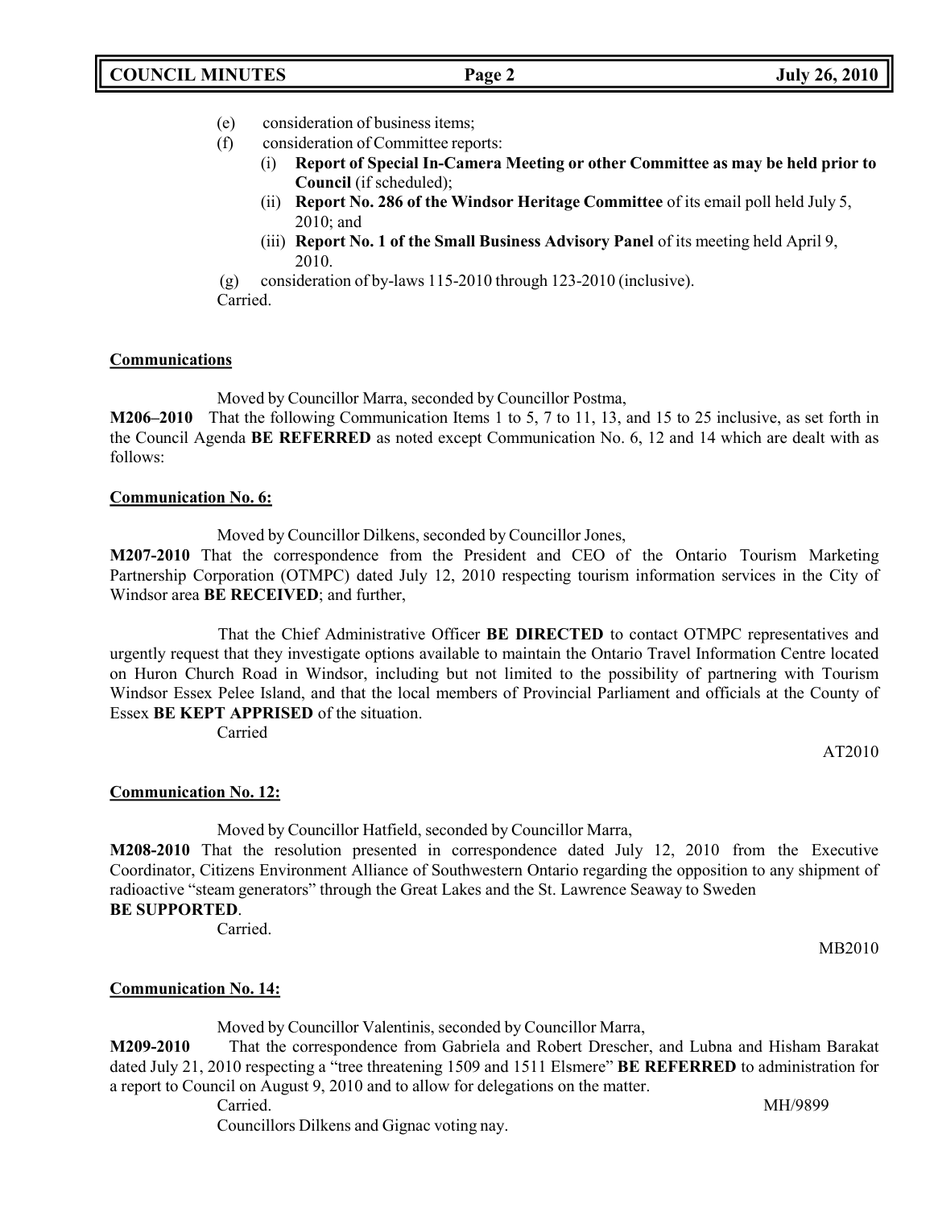(e) consideration of business items;

(f) consideration of Committee reports:

   (i) **Report of Special In-Camera Meeting or other Committee as may be held prior to Council** (if scheduled);

   (ii) **Report No. 286 of the Windsor Heritage Committee** of its email poll held July 5, 2010; and

   (iii) **Report No. 1 of the Small Business Advisory Panel** of its meeting held April 9, 2010.

(g) consideration of by-laws 115-2010 through 123-2010 (inclusive).

Carried.

**Communications**

Moved by Councillor Marra, seconded by Councillor Postma,

**M206–2010** That the following Communication Items 1 to 5, 7 to 11, 13, and 15 to 25 inclusive, as set forth in the Council Agenda **BE REFERRED** as noted except Communication No. 6, 12 and 14 which are dealt with as follows:

**Communication No. 6:**

Moved by Councillor Dilkens, seconded by Councillor Jones,

**M207-2010** That the correspondence from the President and CEO of the Ontario Tourism Marketing Partnership Corporation (OTMPC) dated July 12, 2010 respecting tourism information services in the City of Windsor area **BE RECEIVED**; and further,

That the Chief Administrative Officer **BE DIRECTED** to contact OTMPC representatives and urgently request that they investigate options available to maintain the Ontario Travel Information Centre located on Huron Church Road in Windsor, including but not limited to the possibility of partnering with Tourism Windsor Essex Pelee Island, and that the local members of Provincial Parliament and officials at the County of Essex **BE KEPT APPRISED** of the situation.

Carried

AT2010

**Communication No. 12:**

Moved by Councillor Hatfield, seconded by Councillor Marra,

**M208-2010** That the resolution presented in correspondence dated July 12, 2010 from the Executive Coordinator, Citizens Environment Alliance of Southwestern Ontario regarding the opposition to any shipment of radioactive "steam generators" through the Great Lakes and the St. Lawrence Seaway to Sweden **BE SUPPORTED**.

Carried.

MB2010

**Communication No. 14:**

Moved by Councillor Valentinis, seconded by Councillor Marra,

**M209-2010** That the correspondence from Gabriela and Robert Drescher, and Lubna and Hisham Barakat dated July 21, 2010 respecting a "tree threatening 1509 and 1511 Elsmere" **BE REFERRED** to administration for a report to Council on August 9, 2010 and to allow for delegations on the matter.

Carried.

MH/9899

Councillors Dilkens and Gignac voting nay.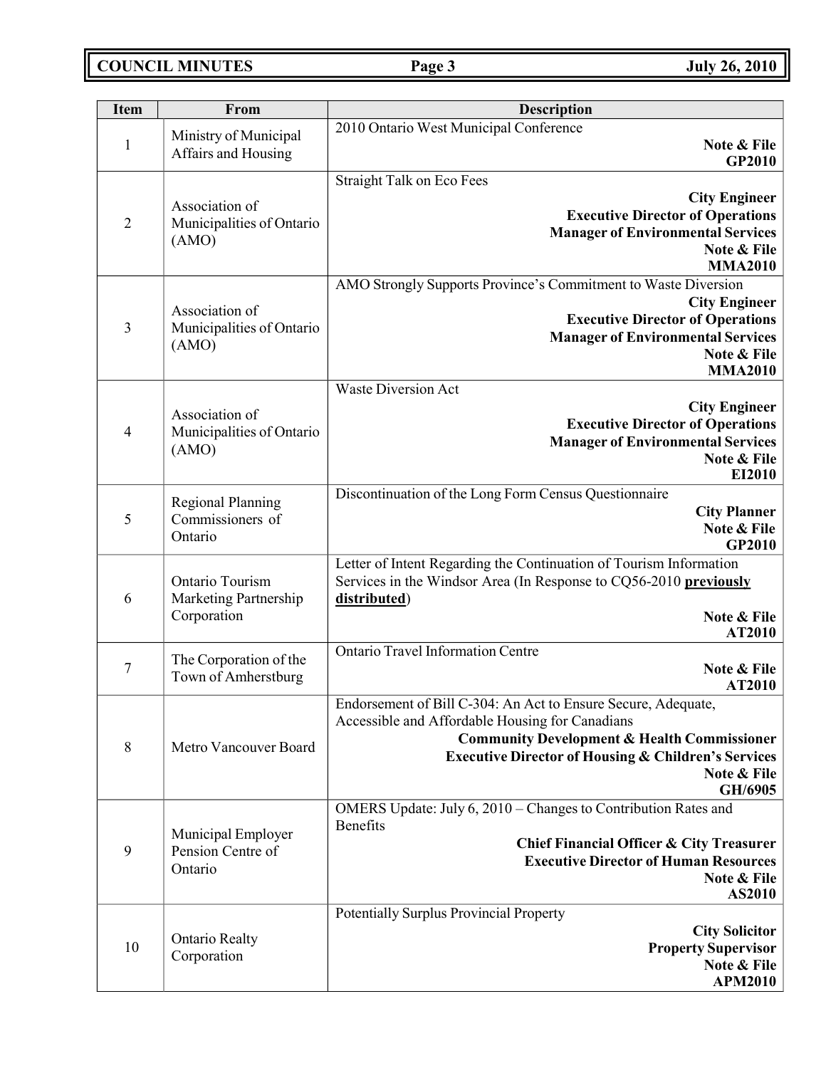| Item | From | Description |
|---|---|---|
| 1 | Ministry of Municipal Affairs and Housing | 2010 Ontario West Municipal Conference<br>**Note & File**<br>**GP2010** |
| 2 | Association of Municipalities of Ontario (AMO) | Straight Talk on Eco Fees<br>**City Engineer**<br>**Executive Director of Operations**<br>**Manager of Environmental Services**<br>**Note & File**<br>**MMA2010** |
| 3 | Association of Municipalities of Ontario (AMO) | AMO Strongly Supports Province's Commitment to Waste Diversion<br>**City Engineer**<br>**Executive Director of Operations**<br>**Manager of Environmental Services**<br>**Note & File**<br>**MMA2010** |
| 4 | Association of Municipalities of Ontario (AMO) | Waste Diversion Act<br>**City Engineer**<br>**Executive Director of Operations**<br>**Manager of Environmental Services**<br>**Note & File**<br>**EI2010** |
| 5 | Regional Planning Commissioners of Ontario | Discontinuation of the Long Form Census Questionnaire<br>**City Planner**<br>**Note & File**<br>**GP2010** |
| 6 | Ontario Tourism Marketing Partnership Corporation | Letter of Intent Regarding the Continuation of Tourism Information Services in the Windsor Area (In Response to CQ56-2010 **previously distributed**)<br>**Note & File**<br>**AT2010** |
| 7 | The Corporation of the Town of Amherstburg | Ontario Travel Information Centre<br>**Note & File**<br>**AT2010** |
| 8 | Metro Vancouver Board | Endorsement of Bill C-304: An Act to Ensure Secure, Adequate, Accessible and Affordable Housing for Canadians<br>**Community Development & Health Commissioner**<br>**Executive Director of Housing & Children's Services**<br>**Note & File**<br>**GH/6905** |
| 9 | Municipal Employer Pension Centre of Ontario | OMERS Update: July 6, 2010 – Changes to Contribution Rates and Benefits<br>**Chief Financial Officer & City Treasurer**<br>**Executive Director of Human Resources**<br>**Note & File**<br>**AS2010** |
| 10 | Ontario Realty Corporation | Potentially Surplus Provincial Property<br>**City Solicitor**<br>**Property Supervisor**<br>**Note & File**<br>**APM2010** |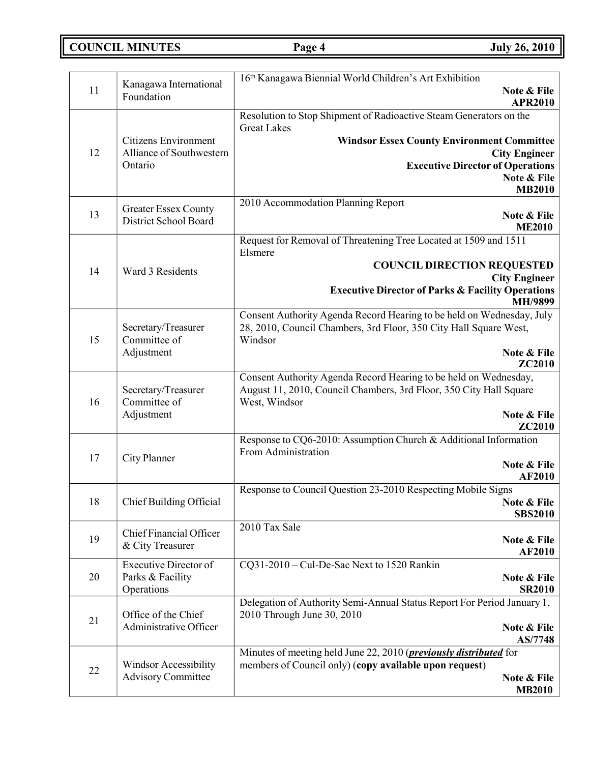| | | |
|---|---|---|
| 11 | Kanagawa International Foundation | 16th Kanagawa Biennial World Children's Art Exhibition **Note & File** **APR2010** |
| 12 | Citizens Environment Alliance of Southwestern Ontario | Resolution to Stop Shipment of Radioactive Steam Generators on the Great Lakes **Windsor Essex County Environment Committee** **City Engineer** **Executive Director of Operations** **Note & File** **MB2010** |
| 13 | Greater Essex County District School Board | 2010 Accommodation Planning Report **Note & File** **ME2010** |
| 14 | Ward 3 Residents | Request for Removal of Threatening Tree Located at 1509 and 1511 Elsmere **COUNCIL DIRECTION REQUESTED** **City Engineer** **Executive Director of Parks & Facility Operations** **MH/9899** |
| 15 | Secretary/Treasurer Committee of Adjustment | Consent Authority Agenda Record Hearing to be held on Wednesday, July 28, 2010, Council Chambers, 3rd Floor, 350 City Hall Square West, Windsor **Note & File** **ZC2010** |
| 16 | Secretary/Treasurer Committee of Adjustment | Consent Authority Agenda Record Hearing to be held on Wednesday, August 11, 2010, Council Chambers, 3rd Floor, 350 City Hall Square West, Windsor **Note & File** **ZC2010** |
| 17 | City Planner | Response to CQ6-2010: Assumption Church & Additional Information From Administration **Note & File** **AF2010** |
| 18 | Chief Building Official | Response to Council Question 23-2010 Respecting Mobile Signs **Note & File** **SBS2010** |
| 19 | Chief Financial Officer & City Treasurer | 2010 Tax Sale **Note & File** **AF2010** |
| 20 | Executive Director of Parks & Facility Operations | CQ31-2010 – Cul-De-Sac Next to 1520 Rankin **Note & File** **SR2010** |
| 21 | Office of the Chief Administrative Officer | Delegation of Authority Semi-Annual Status Report For Period January 1, 2010 Through June 30, 2010 **Note & File** **AS/7748** |
| 22 | Windsor Accessibility Advisory Committee | Minutes of meeting held June 22, 2010 (***previously distributed*** for members of Council only) (**copy available upon request**) **Note & File** **MB2010** |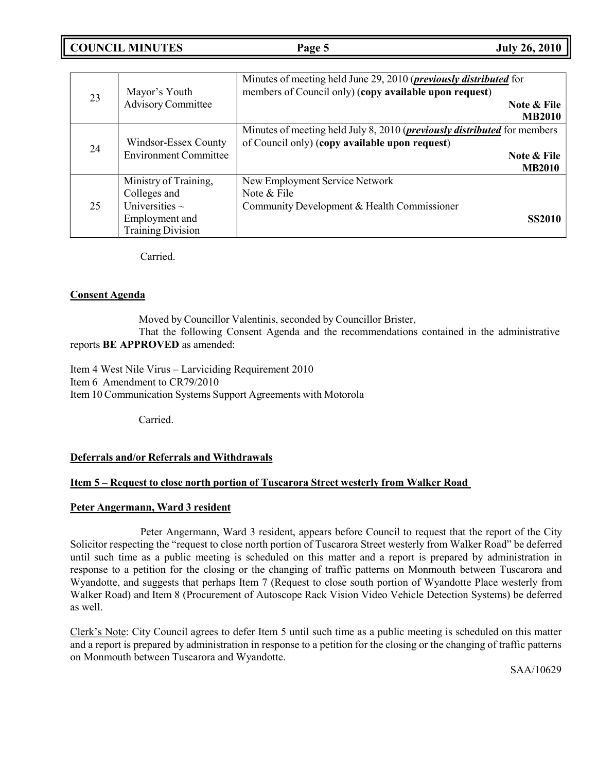| | | |
|---|---|---|
| 23 | Mayor's Youth Advisory Committee | Minutes of meeting held June 29, 2010 (***previously distributed*** for members of Council only) (**copy available upon request**) **Note & File** **MB2010** |
| 24 | Windsor-Essex County Environment Committee | Minutes of meeting held July 8, 2010 (***previously distributed*** for members of Council only) (**copy available upon request**) **Note & File** **MB2010** |
| 25 | Ministry of Training, Colleges and Universities ~ Employment and Training Division | New Employment Service Network Note & File Community Development & Health Commissioner **SS2010** |

Carried.

**Consent Agenda**

Moved by Councillor Valentinis, seconded by Councillor Brister,

That the following Consent Agenda and the recommendations contained in the administrative reports **BE APPROVED** as amended:

Item 4 West Nile Virus – Larviciding Requirement 2010
Item 6 Amendment to CR79/2010
Item 10 Communication Systems Support Agreements with Motorola

Carried.

**Deferrals and/or Referrals and Withdrawals**

**Item 5 – Request to close north portion of Tuscarora Street westerly from Walker Road**

**Peter Angermann, Ward 3 resident**

Peter Angermann, Ward 3 resident, appears before Council to request that the report of the City Solicitor respecting the "request to close north portion of Tuscarora Street westerly from Walker Road" be deferred until such time as a public meeting is scheduled on this matter and a report is prepared by administration in response to a petition for the closing or the changing of traffic patterns on Monmouth between Tuscarora and Wyandotte, and suggests that perhaps Item 7 (Request to close south portion of Wyandotte Place westerly from Walker Road) and Item 8 (Procurement of Autoscope Rack Vision Video Vehicle Detection Systems) be deferred as well.

Clerk's Note: City Council agrees to defer Item 5 until such time as a public meeting is scheduled on this matter and a report is prepared by administration in response to a petition for the closing or the changing of traffic patterns on Monmouth between Tuscarora and Wyandotte.

SAA/10629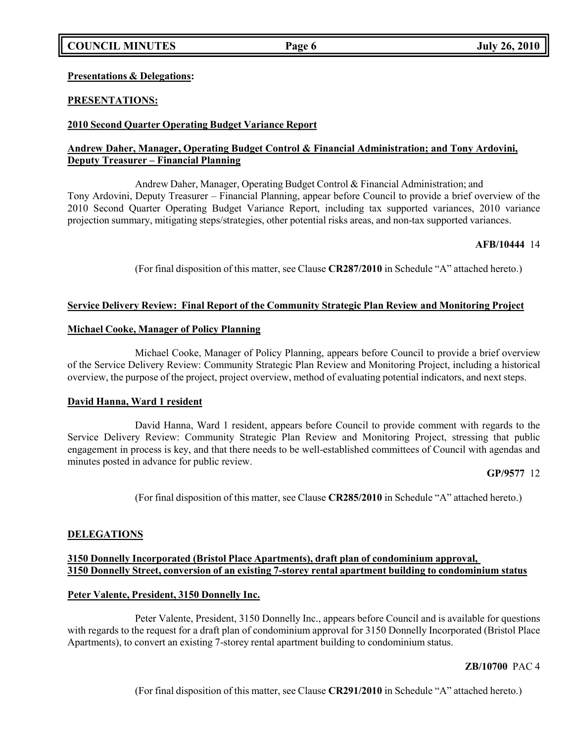**Presentations & Delegations:**

**PRESENTATIONS:**

**2010 Second Quarter Operating Budget Variance Report**

**Andrew Daher, Manager, Operating Budget Control & Financial Administration; and Tony Ardovini, Deputy Treasurer – Financial Planning**

Andrew Daher, Manager, Operating Budget Control & Financial Administration; and Tony Ardovini, Deputy Treasurer – Financial Planning, appear before Council to provide a brief overview of the 2010 Second Quarter Operating Budget Variance Report, including tax supported variances, 2010 variance projection summary, mitigating steps/strategies, other potential risks areas, and non-tax supported variances.

**AFB/10444** 14

(For final disposition of this matter, see Clause **CR287/2010** in Schedule "A" attached hereto.)

**Service Delivery Review: Final Report of the Community Strategic Plan Review and Monitoring Project**

**Michael Cooke, Manager of Policy Planning**

Michael Cooke, Manager of Policy Planning, appears before Council to provide a brief overview of the Service Delivery Review: Community Strategic Plan Review and Monitoring Project, including a historical overview, the purpose of the project, project overview, method of evaluating potential indicators, and next steps.

**David Hanna, Ward 1 resident**

David Hanna, Ward 1 resident, appears before Council to provide comment with regards to the Service Delivery Review: Community Strategic Plan Review and Monitoring Project, stressing that public engagement in process is key, and that there needs to be well-established committees of Council with agendas and minutes posted in advance for public review.

**GP/9577** 12

(For final disposition of this matter, see Clause **CR285/2010** in Schedule "A" attached hereto.)

**DELEGATIONS**

**3150 Donnelly Incorporated (Bristol Place Apartments), draft plan of condominium approval, 3150 Donnelly Street, conversion of an existing 7-storey rental apartment building to condominium status**

**Peter Valente, President, 3150 Donnelly Inc.**

Peter Valente, President, 3150 Donnelly Inc., appears before Council and is available for questions with regards to the request for a draft plan of condominium approval for 3150 Donnelly Incorporated (Bristol Place Apartments), to convert an existing 7-storey rental apartment building to condominium status.

**ZB/10700** PAC 4

(For final disposition of this matter, see Clause **CR291/2010** in Schedule "A" attached hereto.)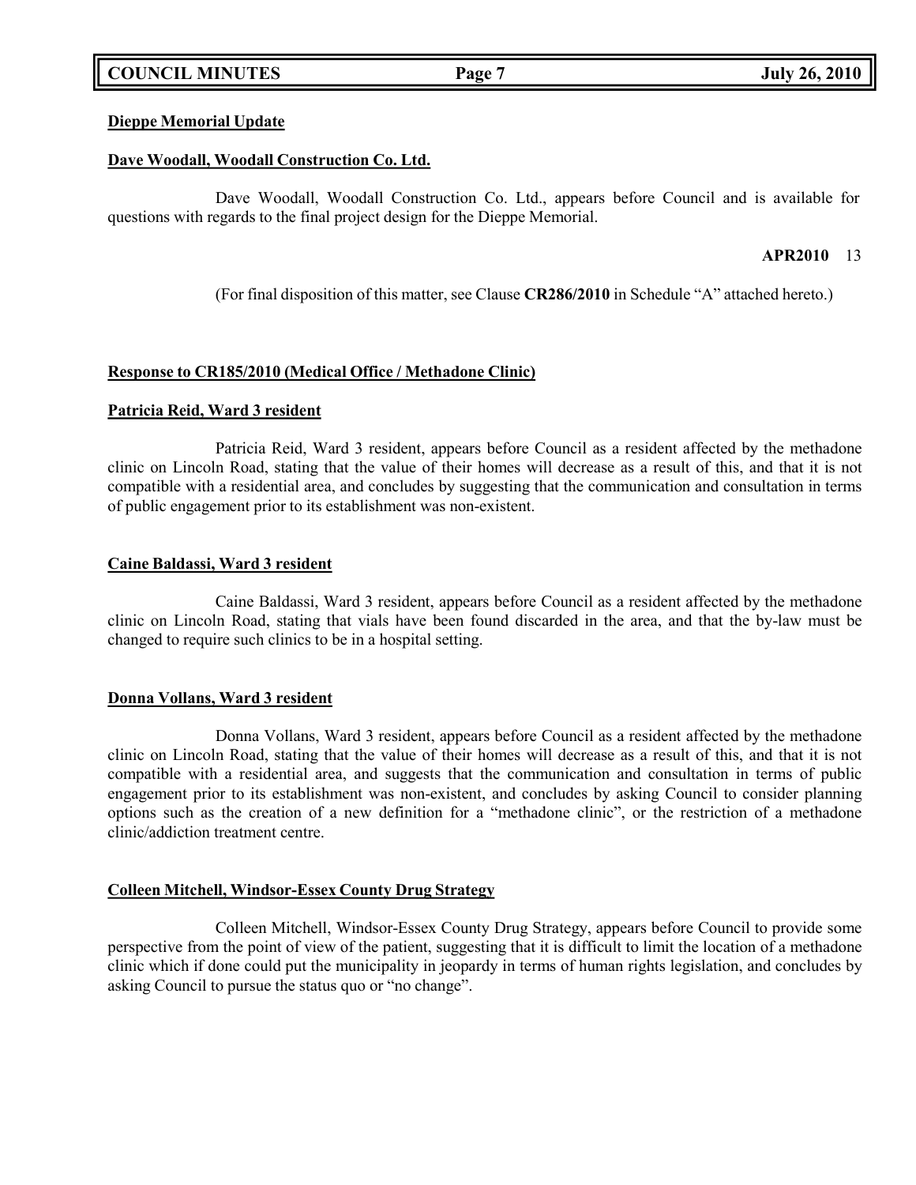**Dieppe Memorial Update**

**Dave Woodall, Woodall Construction Co. Ltd.**

Dave Woodall, Woodall Construction Co. Ltd., appears before Council and is available for questions with regards to the final project design for the Dieppe Memorial.

**APR2010** 13

(For final disposition of this matter, see Clause **CR286/2010** in Schedule "A" attached hereto.)

**Response to CR185/2010 (Medical Office / Methadone Clinic)**

**Patricia Reid, Ward 3 resident**

Patricia Reid, Ward 3 resident, appears before Council as a resident affected by the methadone clinic on Lincoln Road, stating that the value of their homes will decrease as a result of this, and that it is not compatible with a residential area, and concludes by suggesting that the communication and consultation in terms of public engagement prior to its establishment was non-existent.

**Caine Baldassi, Ward 3 resident**

Caine Baldassi, Ward 3 resident, appears before Council as a resident affected by the methadone clinic on Lincoln Road, stating that vials have been found discarded in the area, and that the by-law must be changed to require such clinics to be in a hospital setting.

**Donna Vollans, Ward 3 resident**

Donna Vollans, Ward 3 resident, appears before Council as a resident affected by the methadone clinic on Lincoln Road, stating that the value of their homes will decrease as a result of this, and that it is not compatible with a residential area, and suggests that the communication and consultation in terms of public engagement prior to its establishment was non-existent, and concludes by asking Council to consider planning options such as the creation of a new definition for a "methadone clinic", or the restriction of a methadone clinic/addiction treatment centre.

**Colleen Mitchell, Windsor-Essex County Drug Strategy**

Colleen Mitchell, Windsor-Essex County Drug Strategy, appears before Council to provide some perspective from the point of view of the patient, suggesting that it is difficult to limit the location of a methadone clinic which if done could put the municipality in jeopardy in terms of human rights legislation, and concludes by asking Council to pursue the status quo or "no change".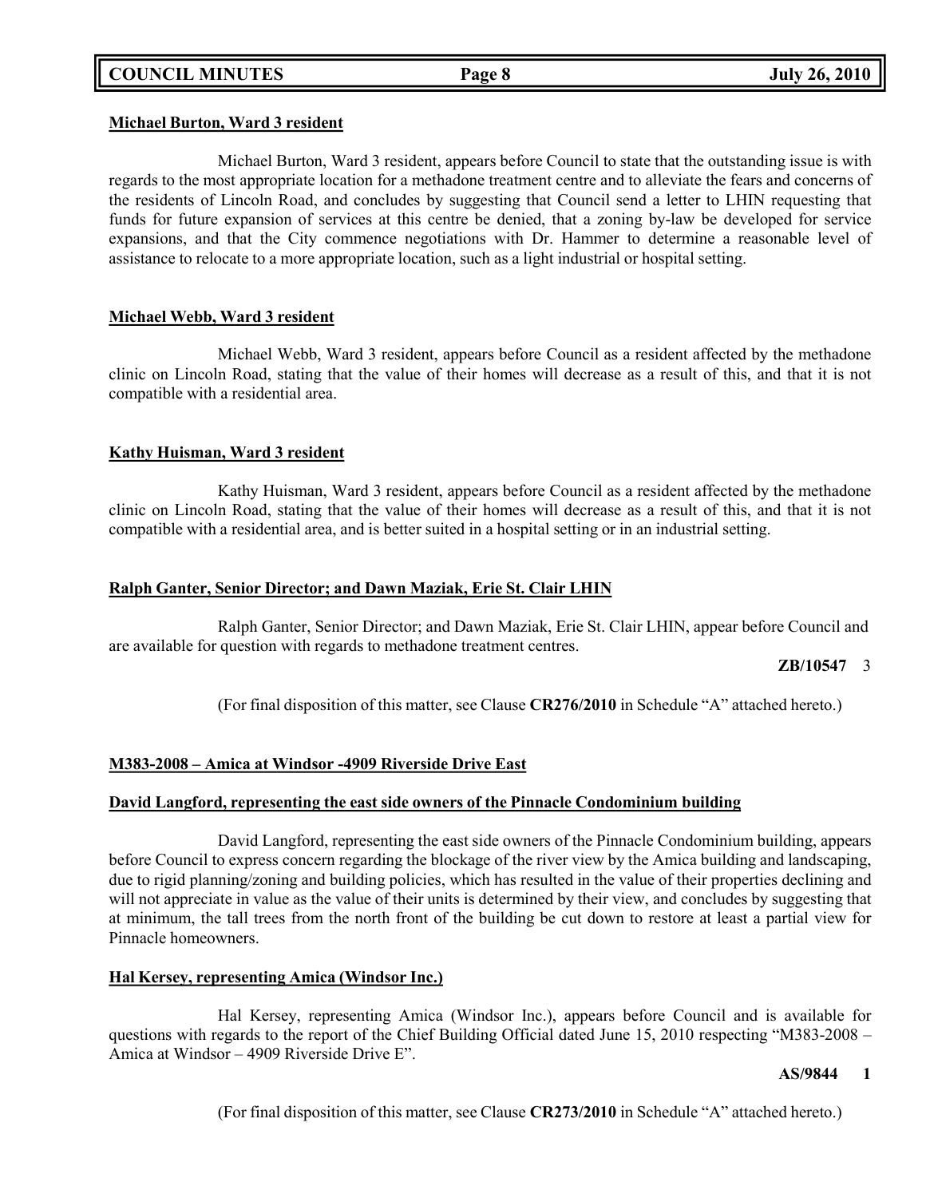**Michael Burton, Ward 3 resident**

Michael Burton, Ward 3 resident, appears before Council to state that the outstanding issue is with regards to the most appropriate location for a methadone treatment centre and to alleviate the fears and concerns of the residents of Lincoln Road, and concludes by suggesting that Council send a letter to LHIN requesting that funds for future expansion of services at this centre be denied, that a zoning by-law be developed for service expansions, and that the City commence negotiations with Dr. Hammer to determine a reasonable level of assistance to relocate to a more appropriate location, such as a light industrial or hospital setting.

**Michael Webb, Ward 3 resident**

Michael Webb, Ward 3 resident, appears before Council as a resident affected by the methadone clinic on Lincoln Road, stating that the value of their homes will decrease as a result of this, and that it is not compatible with a residential area.

**Kathy Huisman, Ward 3 resident**

Kathy Huisman, Ward 3 resident, appears before Council as a resident affected by the methadone clinic on Lincoln Road, stating that the value of their homes will decrease as a result of this, and that it is not compatible with a residential area, and is better suited in a hospital setting or in an industrial setting.

**Ralph Ganter, Senior Director; and Dawn Maziak, Erie St. Clair LHIN**

Ralph Ganter, Senior Director; and Dawn Maziak, Erie St. Clair LHIN, appear before Council and are available for question with regards to methadone treatment centres.

**ZB/10547** 3

(For final disposition of this matter, see Clause **CR276/2010** in Schedule "A" attached hereto.)

**M383-2008 – Amica at Windsor -4909 Riverside Drive East**

**David Langford, representing the east side owners of the Pinnacle Condominium building**

David Langford, representing the east side owners of the Pinnacle Condominium building, appears before Council to express concern regarding the blockage of the river view by the Amica building and landscaping, due to rigid planning/zoning and building policies, which has resulted in the value of their properties declining and will not appreciate in value as the value of their units is determined by their view, and concludes by suggesting that at minimum, the tall trees from the north front of the building be cut down to restore at least a partial view for Pinnacle homeowners.

**Hal Kersey, representing Amica (Windsor Inc.)**

Hal Kersey, representing Amica (Windsor Inc.), appears before Council and is available for questions with regards to the report of the Chief Building Official dated June 15, 2010 respecting "M383-2008 – Amica at Windsor – 4909 Riverside Drive E".

**AS/9844 1**

(For final disposition of this matter, see Clause **CR273/2010** in Schedule "A" attached hereto.)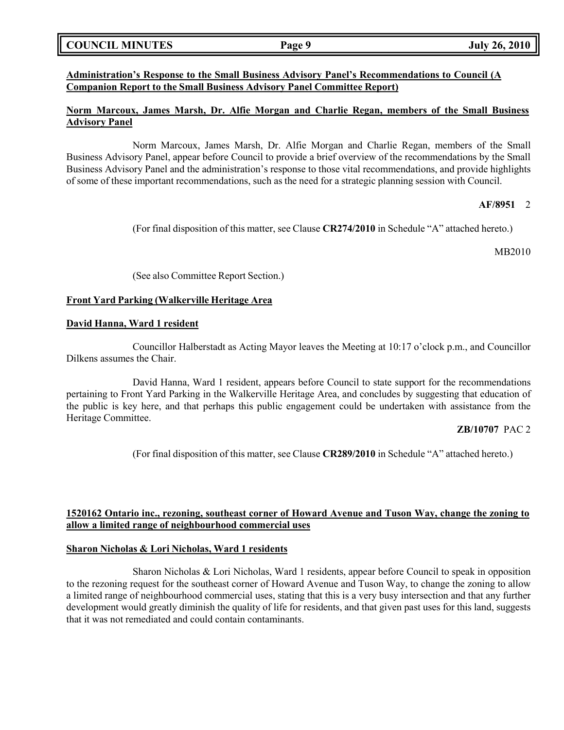**Administration's Response to the Small Business Advisory Panel's Recommendations to Council (A Companion Report to the Small Business Advisory Panel Committee Report)**

**Norm Marcoux, James Marsh, Dr. Alfie Morgan and Charlie Regan, members of the Small Business Advisory Panel**

Norm Marcoux, James Marsh, Dr. Alfie Morgan and Charlie Regan, members of the Small Business Advisory Panel, appear before Council to provide a brief overview of the recommendations by the Small Business Advisory Panel and the administration's response to those vital recommendations, and provide highlights of some of these important recommendations, such as the need for a strategic planning session with Council.

**AF/8951** 2

(For final disposition of this matter, see Clause **CR274/2010** in Schedule "A" attached hereto.)

MB2010

(See also Committee Report Section.)

**Front Yard Parking (Walkerville Heritage Area**

**David Hanna, Ward 1 resident**

Councillor Halberstadt as Acting Mayor leaves the Meeting at 10:17 o'clock p.m., and Councillor Dilkens assumes the Chair.

David Hanna, Ward 1 resident, appears before Council to state support for the recommendations pertaining to Front Yard Parking in the Walkerville Heritage Area, and concludes by suggesting that education of the public is key here, and that perhaps this public engagement could be undertaken with assistance from the Heritage Committee.

**ZB/10707** PAC 2

(For final disposition of this matter, see Clause **CR289/2010** in Schedule "A" attached hereto.)

**1520162 Ontario inc., rezoning, southeast corner of Howard Avenue and Tuson Way, change the zoning to allow a limited range of neighbourhood commercial uses**

**Sharon Nicholas & Lori Nicholas, Ward 1 residents**

Sharon Nicholas & Lori Nicholas, Ward 1 residents, appear before Council to speak in opposition to the rezoning request for the southeast corner of Howard Avenue and Tuson Way, to change the zoning to allow a limited range of neighbourhood commercial uses, stating that this is a very busy intersection and that any further development would greatly diminish the quality of life for residents, and that given past uses for this land, suggests that it was not remediated and could contain contaminants.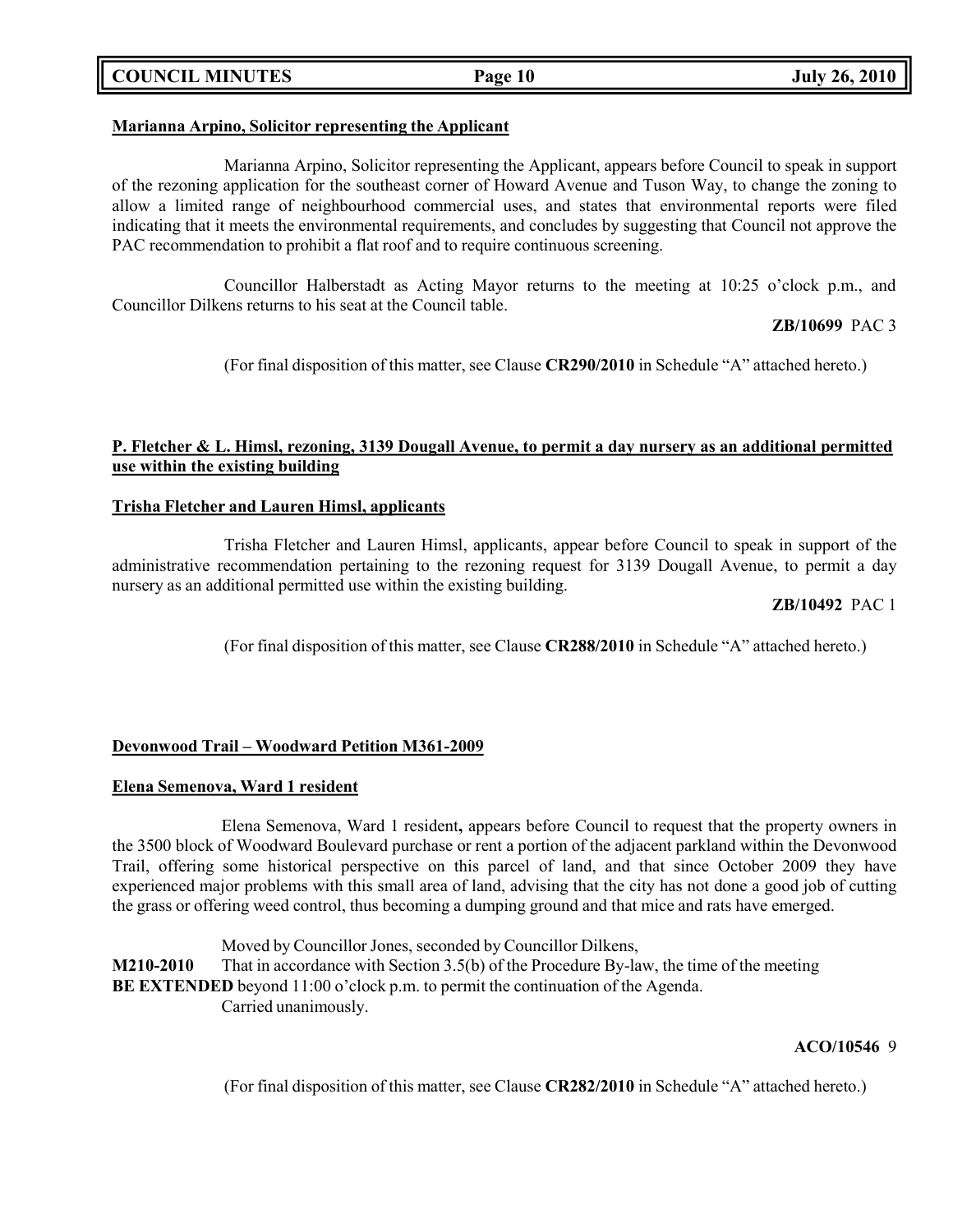**Marianna Arpino, Solicitor representing the Applicant**

Marianna Arpino, Solicitor representing the Applicant, appears before Council to speak in support of the rezoning application for the southeast corner of Howard Avenue and Tuson Way, to change the zoning to allow a limited range of neighbourhood commercial uses, and states that environmental reports were filed indicating that it meets the environmental requirements, and concludes by suggesting that Council not approve the PAC recommendation to prohibit a flat roof and to require continuous screening.

Councillor Halberstadt as Acting Mayor returns to the meeting at 10:25 o'clock p.m., and Councillor Dilkens returns to his seat at the Council table.

**ZB/10699** PAC 3

(For final disposition of this matter, see Clause **CR290/2010** in Schedule "A" attached hereto.)

**P. Fletcher & L. Himsl, rezoning, 3139 Dougall Avenue, to permit a day nursery as an additional permitted use within the existing building**

**Trisha Fletcher and Lauren Himsl, applicants**

Trisha Fletcher and Lauren Himsl, applicants, appear before Council to speak in support of the administrative recommendation pertaining to the rezoning request for 3139 Dougall Avenue, to permit a day nursery as an additional permitted use within the existing building.

**ZB/10492** PAC 1

(For final disposition of this matter, see Clause **CR288/2010** in Schedule "A" attached hereto.)

**Devonwood Trail – Woodward Petition M361-2009**

**Elena Semenova, Ward 1 resident**

Elena Semenova, Ward 1 resident**,** appears before Council to request that the property owners in the 3500 block of Woodward Boulevard purchase or rent a portion of the adjacent parkland within the Devonwood Trail, offering some historical perspective on this parcel of land, and that since October 2009 they have experienced major problems with this small area of land, advising that the city has not done a good job of cutting the grass or offering weed control, thus becoming a dumping ground and that mice and rats have emerged.

Moved by Councillor Jones, seconded by Councillor Dilkens,

**M210-2010** That in accordance with Section 3.5(b) of the Procedure By-law, the time of the meeting **BE EXTENDED** beyond 11:00 o'clock p.m. to permit the continuation of the Agenda.
Carried unanimously.

**ACO/10546** 9

(For final disposition of this matter, see Clause **CR282/2010** in Schedule "A" attached hereto.)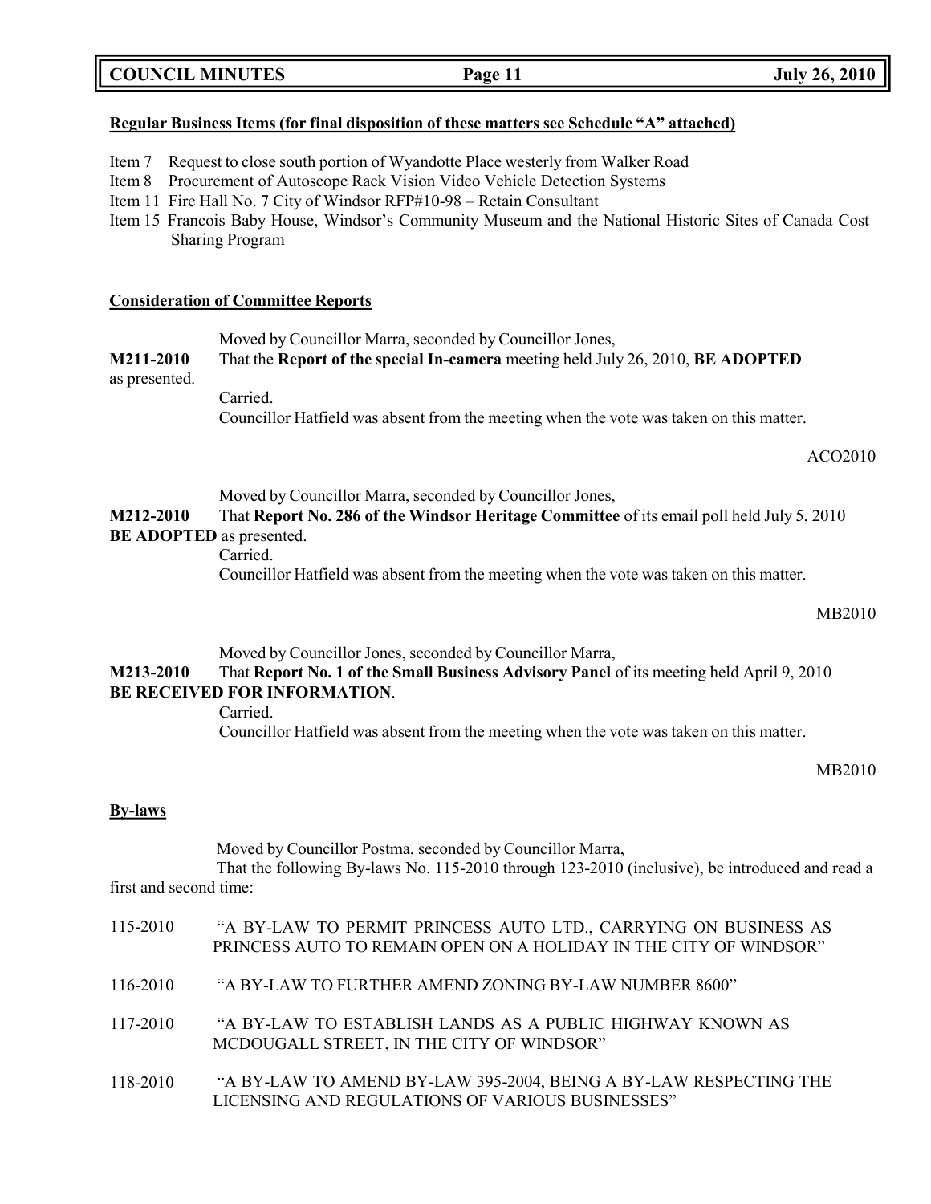**Regular Business Items (for final disposition of these matters see Schedule "A" attached)**

Item 7 Request to close south portion of Wyandotte Place westerly from Walker Road
Item 8 Procurement of Autoscope Rack Vision Video Vehicle Detection Systems
Item 11 Fire Hall No. 7 City of Windsor RFP#10-98 – Retain Consultant
Item 15 Francois Baby House, Windsor's Community Museum and the National Historic Sites of Canada Cost Sharing Program

**Consideration of Committee Reports**

Moved by Councillor Marra, seconded by Councillor Jones,
**M211-2010** That the **Report of the special In-camera** meeting held July 26, 2010, **BE ADOPTED** as presented.
Carried.
Councillor Hatfield was absent from the meeting when the vote was taken on this matter.

ACO2010

Moved by Councillor Marra, seconded by Councillor Jones,
**M212-2010** That **Report No. 286 of the Windsor Heritage Committee** of its email poll held July 5, 2010 **BE ADOPTED** as presented.
Carried.
Councillor Hatfield was absent from the meeting when the vote was taken on this matter.

MB2010

Moved by Councillor Jones, seconded by Councillor Marra,
**M213-2010** That **Report No. 1 of the Small Business Advisory Panel** of its meeting held April 9, 2010 **BE RECEIVED FOR INFORMATION**.
Carried.
Councillor Hatfield was absent from the meeting when the vote was taken on this matter.

MB2010

**By-laws**

Moved by Councillor Postma, seconded by Councillor Marra,
That the following By-laws No. 115-2010 through 123-2010 (inclusive), be introduced and read a first and second time:

115-2010 "A BY-LAW TO PERMIT PRINCESS AUTO LTD., CARRYING ON BUSINESS AS PRINCESS AUTO TO REMAIN OPEN ON A HOLIDAY IN THE CITY OF WINDSOR"

116-2010 "A BY-LAW TO FURTHER AMEND ZONING BY-LAW NUMBER 8600"

117-2010 "A BY-LAW TO ESTABLISH LANDS AS A PUBLIC HIGHWAY KNOWN AS MCDOUGALL STREET, IN THE CITY OF WINDSOR"

118-2010 "A BY-LAW TO AMEND BY-LAW 395-2004, BEING A BY-LAW RESPECTING THE LICENSING AND REGULATIONS OF VARIOUS BUSINESSES"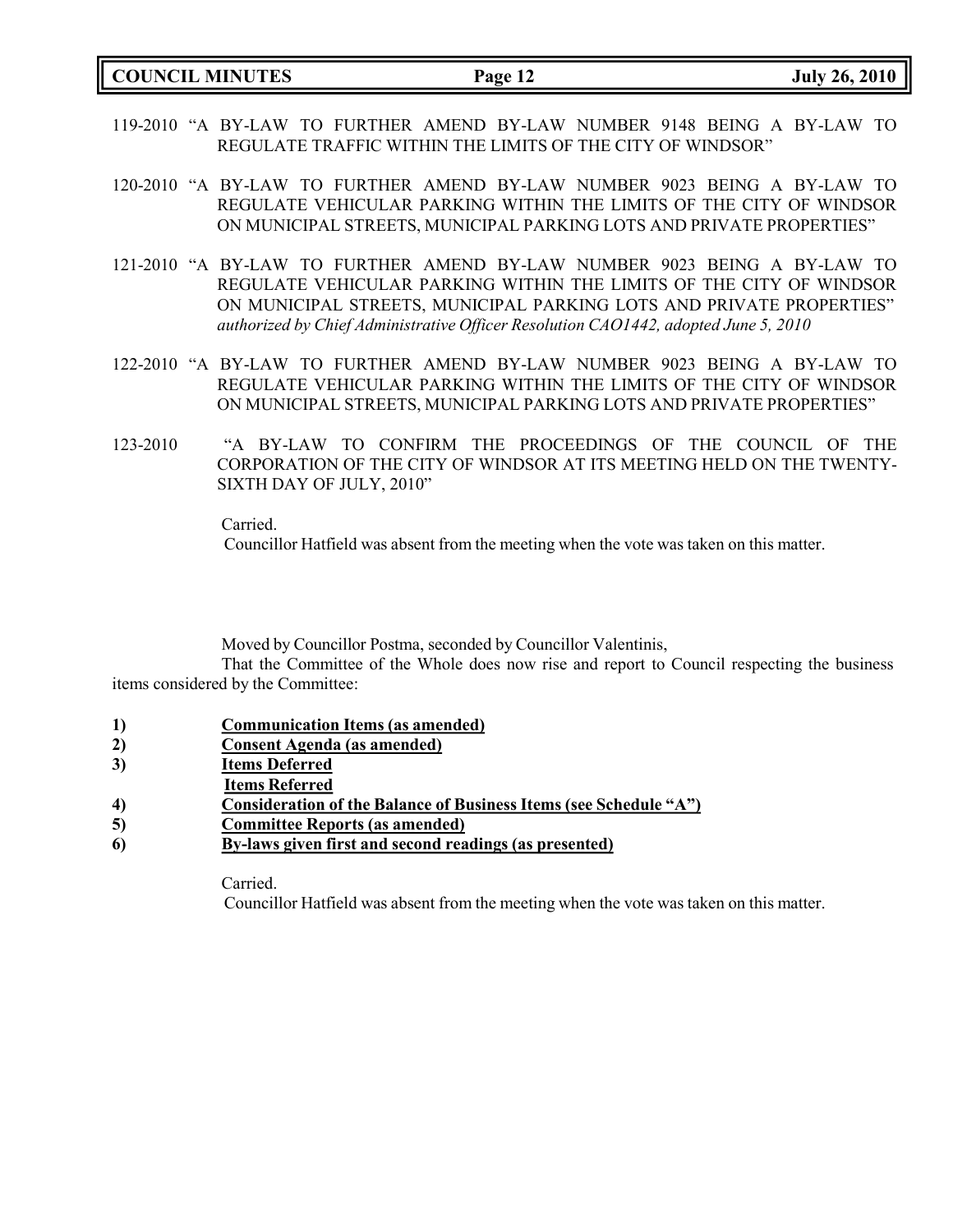119-2010 "A BY-LAW TO FURTHER AMEND BY-LAW NUMBER 9148 BEING A BY-LAW TO REGULATE TRAFFIC WITHIN THE LIMITS OF THE CITY OF WINDSOR"

120-2010 "A BY-LAW TO FURTHER AMEND BY-LAW NUMBER 9023 BEING A BY-LAW TO REGULATE VEHICULAR PARKING WITHIN THE LIMITS OF THE CITY OF WINDSOR ON MUNICIPAL STREETS, MUNICIPAL PARKING LOTS AND PRIVATE PROPERTIES"

121-2010 "A BY-LAW TO FURTHER AMEND BY-LAW NUMBER 9023 BEING A BY-LAW TO REGULATE VEHICULAR PARKING WITHIN THE LIMITS OF THE CITY OF WINDSOR ON MUNICIPAL STREETS, MUNICIPAL PARKING LOTS AND PRIVATE PROPERTIES" *authorized by Chief Administrative Officer Resolution CAO1442, adopted June 5, 2010*

122-2010 "A BY-LAW TO FURTHER AMEND BY-LAW NUMBER 9023 BEING A BY-LAW TO REGULATE VEHICULAR PARKING WITHIN THE LIMITS OF THE CITY OF WINDSOR ON MUNICIPAL STREETS, MUNICIPAL PARKING LOTS AND PRIVATE PROPERTIES"

123-2010 "A BY-LAW TO CONFIRM THE PROCEEDINGS OF THE COUNCIL OF THE CORPORATION OF THE CITY OF WINDSOR AT ITS MEETING HELD ON THE TWENTY-SIXTH DAY OF JULY, 2010"

Carried.

Councillor Hatfield was absent from the meeting when the vote was taken on this matter.

Moved by Councillor Postma, seconded by Councillor Valentinis,

That the Committee of the Whole does now rise and report to Council respecting the business items considered by the Committee:

1) **Communication Items (as amended)**
2) **Consent Agenda (as amended)**
3) **Items Deferred**
   **Items Referred**
4) **Consideration of the Balance of Business Items (see Schedule "A")**
5) **Committee Reports (as amended)**
6) **By-laws given first and second readings (as presented)**

Carried.

Councillor Hatfield was absent from the meeting when the vote was taken on this matter.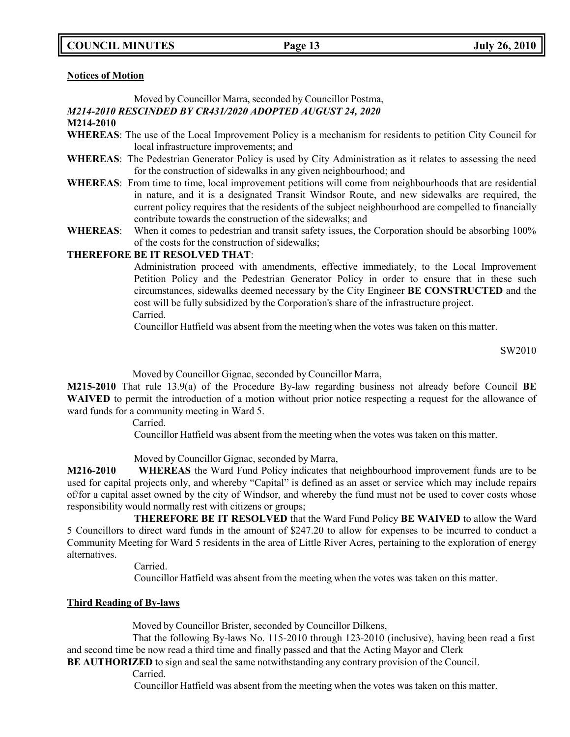**Notices of Motion**

Moved by Councillor Marra, seconded by Councillor Postma,

***M214-2010 RESCINDED BY CR431/2020 ADOPTED AUGUST 24, 2020***

**M214-2010**

**WHEREAS**: The use of the Local Improvement Policy is a mechanism for residents to petition City Council for local infrastructure improvements; and

**WHEREAS**: The Pedestrian Generator Policy is used by City Administration as it relates to assessing the need for the construction of sidewalks in any given neighbourhood; and

**WHEREAS**: From time to time, local improvement petitions will come from neighbourhoods that are residential in nature, and it is a designated Transit Windsor Route, and new sidewalks are required, the current policy requires that the residents of the subject neighbourhood are compelled to financially contribute towards the construction of the sidewalks; and

**WHEREAS**: When it comes to pedestrian and transit safety issues, the Corporation should be absorbing 100% of the costs for the construction of sidewalks;

**THEREFORE BE IT RESOLVED THAT**:

Administration proceed with amendments, effective immediately, to the Local Improvement Petition Policy and the Pedestrian Generator Policy in order to ensure that in these such circumstances, sidewalks deemed necessary by the City Engineer **BE CONSTRUCTED** and the cost will be fully subsidized by the Corporation's share of the infrastructure project.

Carried.

Councillor Hatfield was absent from the meeting when the votes was taken on this matter.

SW2010

Moved by Councillor Gignac, seconded by Councillor Marra,

**M215-2010** That rule 13.9(a) of the Procedure By-law regarding business not already before Council **BE WAIVED** to permit the introduction of a motion without prior notice respecting a request for the allowance of ward funds for a community meeting in Ward 5.

Carried.

Councillor Hatfield was absent from the meeting when the votes was taken on this matter.

Moved by Councillor Gignac, seconded by Marra,

**M216-2010** **WHEREAS** the Ward Fund Policy indicates that neighbourhood improvement funds are to be used for capital projects only, and whereby "Capital" is defined as an asset or service which may include repairs of/for a capital asset owned by the city of Windsor, and whereby the fund must not be used to cover costs whose responsibility would normally rest with citizens or groups;

**THEREFORE BE IT RESOLVED** that the Ward Fund Policy **BE WAIVED** to allow the Ward 5 Councillors to direct ward funds in the amount of $247.20 to allow for expenses to be incurred to conduct a Community Meeting for Ward 5 residents in the area of Little River Acres, pertaining to the exploration of energy alternatives.

Carried.

Councillor Hatfield was absent from the meeting when the votes was taken on this matter.

**Third Reading of By-laws**

Moved by Councillor Brister, seconded by Councillor Dilkens,

That the following By-laws No. 115-2010 through 123-2010 (inclusive), having been read a first and second time be now read a third time and finally passed and that the Acting Mayor and Clerk **BE AUTHORIZED** to sign and seal the same notwithstanding any contrary provision of the Council.

Carried.

Councillor Hatfield was absent from the meeting when the votes was taken on this matter.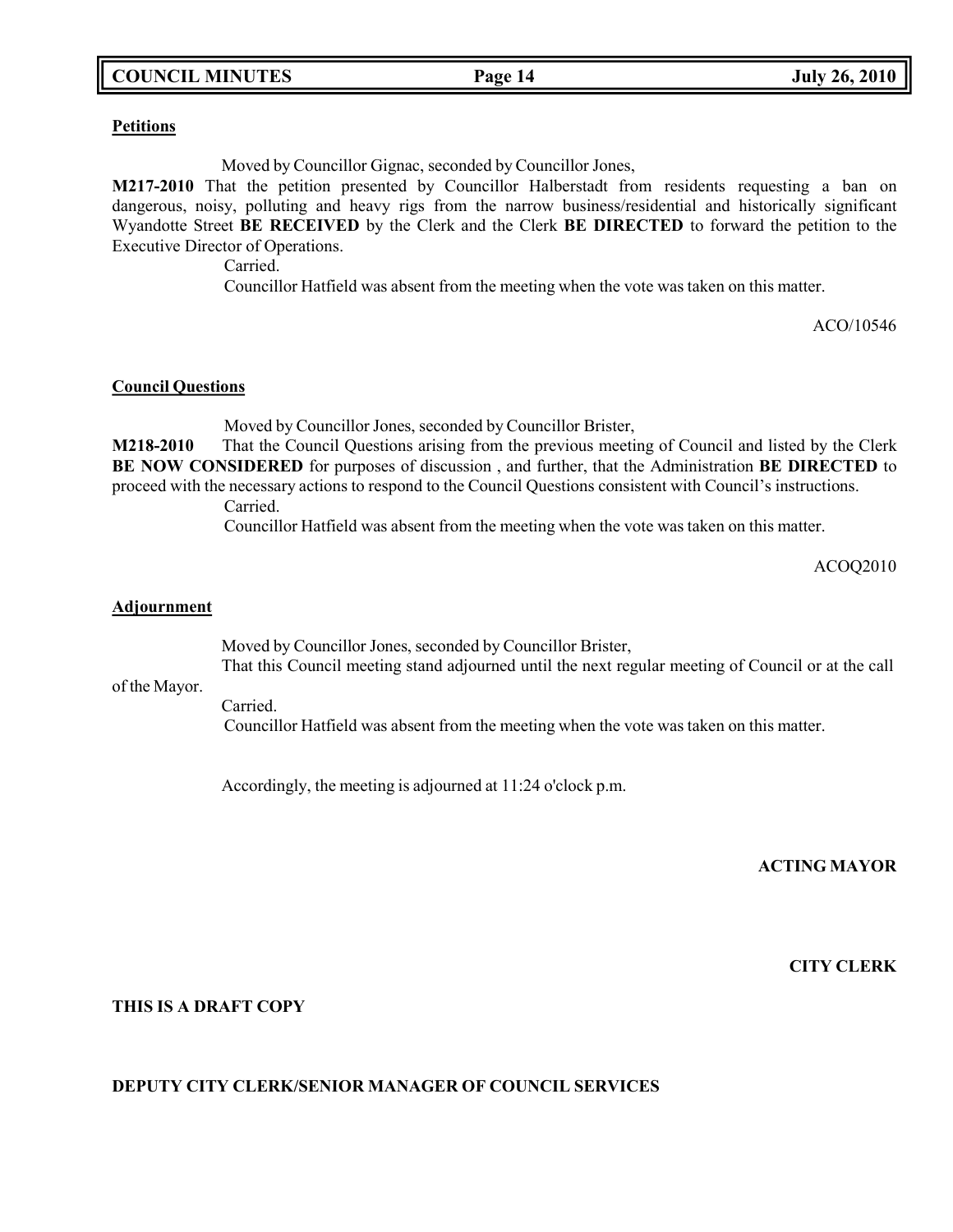**Petitions**

Moved by Councillor Gignac, seconded by Councillor Jones,

**M217-2010** That the petition presented by Councillor Halberstadt from residents requesting a ban on dangerous, noisy, polluting and heavy rigs from the narrow business/residential and historically significant Wyandotte Street **BE RECEIVED** by the Clerk and the Clerk **BE DIRECTED** to forward the petition to the Executive Director of Operations.

Carried.

Councillor Hatfield was absent from the meeting when the vote was taken on this matter.

ACO/10546

**Council Questions**

Moved by Councillor Jones, seconded by Councillor Brister,

**M218-2010** That the Council Questions arising from the previous meeting of Council and listed by the Clerk **BE NOW CONSIDERED** for purposes of discussion , and further, that the Administration **BE DIRECTED** to proceed with the necessary actions to respond to the Council Questions consistent with Council's instructions.

Carried.

Councillor Hatfield was absent from the meeting when the vote was taken on this matter.

ACOQ2010

**Adjournment**

Moved by Councillor Jones, seconded by Councillor Brister,

That this Council meeting stand adjourned until the next regular meeting of Council or at the call of the Mayor.

Carried.

Councillor Hatfield was absent from the meeting when the vote was taken on this matter.

Accordingly, the meeting is adjourned at 11:24 o'clock p.m.

**ACTING MAYOR**

**CITY CLERK**

**THIS IS A DRAFT COPY**

**DEPUTY CITY CLERK/SENIOR MANAGER OF COUNCIL SERVICES**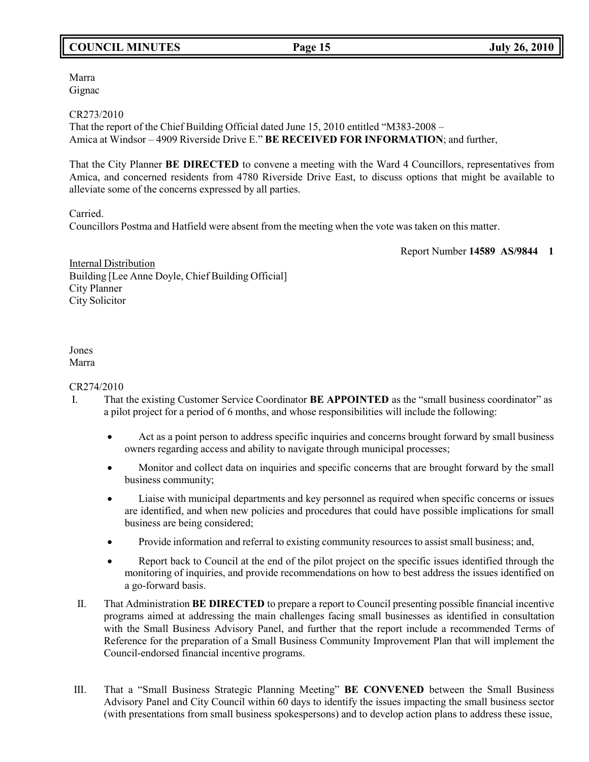Marra
Gignac

CR273/2010
That the report of the Chief Building Official dated June 15, 2010 entitled "M383-2008 – Amica at Windsor – 4909 Riverside Drive E." **BE RECEIVED FOR INFORMATION**; and further,

That the City Planner **BE DIRECTED** to convene a meeting with the Ward 4 Councillors, representatives from Amica, and concerned residents from 4780 Riverside Drive East, to discuss options that might be available to alleviate some of the concerns expressed by all parties.

Carried.
Councillors Postma and Hatfield were absent from the meeting when the vote was taken on this matter.

Report Number **14589 AS/9844 1**

Internal Distribution
Building [Lee Anne Doyle, Chief Building Official]
City Planner
City Solicitor

Jones
Marra

CR274/2010

I. That the existing Customer Service Coordinator **BE APPOINTED** as the "small business coordinator" as a pilot project for a period of 6 months, and whose responsibilities will include the following:

   - Act as a point person to address specific inquiries and concerns brought forward by small business owners regarding access and ability to navigate through municipal processes;
   - Monitor and collect data on inquiries and specific concerns that are brought forward by the small business community;
   - Liaise with municipal departments and key personnel as required when specific concerns or issues are identified, and when new policies and procedures that could have possible implications for small business are being considered;
   - Provide information and referral to existing community resources to assist small business; and,
   - Report back to Council at the end of the pilot project on the specific issues identified through the monitoring of inquiries, and provide recommendations on how to best address the issues identified on a go-forward basis.

II. That Administration **BE DIRECTED** to prepare a report to Council presenting possible financial incentive programs aimed at addressing the main challenges facing small businesses as identified in consultation with the Small Business Advisory Panel, and further that the report include a recommended Terms of Reference for the preparation of a Small Business Community Improvement Plan that will implement the Council-endorsed financial incentive programs.

III. That a "Small Business Strategic Planning Meeting" **BE CONVENED** between the Small Business Advisory Panel and City Council within 60 days to identify the issues impacting the small business sector (with presentations from small business spokespersons) and to develop action plans to address these issue,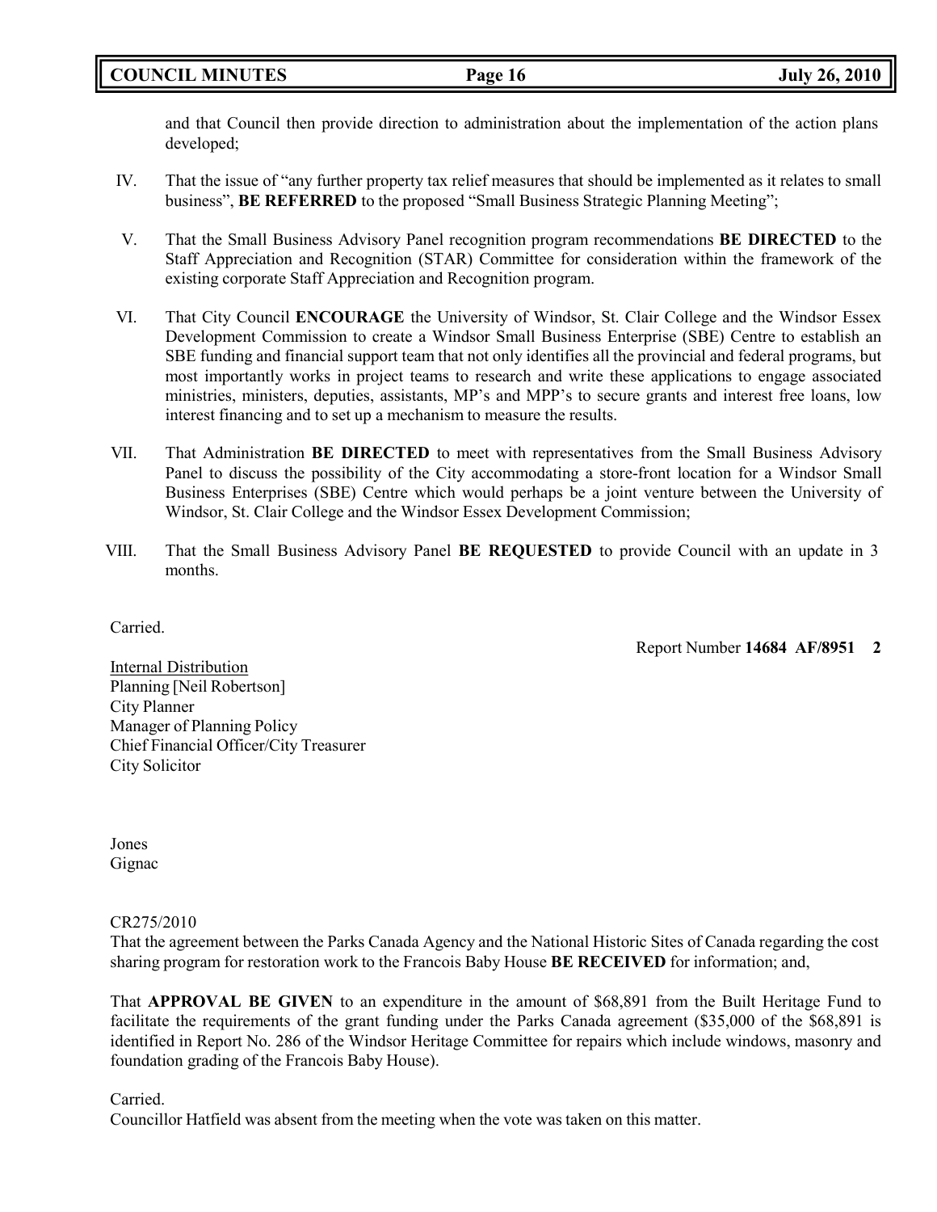and that Council then provide direction to administration about the implementation of the action plans developed;

IV. That the issue of "any further property tax relief measures that should be implemented as it relates to small business", **BE REFERRED** to the proposed "Small Business Strategic Planning Meeting";

V. That the Small Business Advisory Panel recognition program recommendations **BE DIRECTED** to the Staff Appreciation and Recognition (STAR) Committee for consideration within the framework of the existing corporate Staff Appreciation and Recognition program.

VI. That City Council **ENCOURAGE** the University of Windsor, St. Clair College and the Windsor Essex Development Commission to create a Windsor Small Business Enterprise (SBE) Centre to establish an SBE funding and financial support team that not only identifies all the provincial and federal programs, but most importantly works in project teams to research and write these applications to engage associated ministries, ministers, deputies, assistants, MP's and MPP's to secure grants and interest free loans, low interest financing and to set up a mechanism to measure the results.

VII. That Administration **BE DIRECTED** to meet with representatives from the Small Business Advisory Panel to discuss the possibility of the City accommodating a store-front location for a Windsor Small Business Enterprises (SBE) Centre which would perhaps be a joint venture between the University of Windsor, St. Clair College and the Windsor Essex Development Commission;

VIII. That the Small Business Advisory Panel **BE REQUESTED** to provide Council with an update in 3 months.

Carried.

Report Number **14684 AF/8951 2**

Internal Distribution
Planning [Neil Robertson]
City Planner
Manager of Planning Policy
Chief Financial Officer/City Treasurer
City Solicitor

Jones
Gignac

CR275/2010
That the agreement between the Parks Canada Agency and the National Historic Sites of Canada regarding the cost sharing program for restoration work to the Francois Baby House **BE RECEIVED** for information; and,

That **APPROVAL BE GIVEN** to an expenditure in the amount of $68,891 from the Built Heritage Fund to facilitate the requirements of the grant funding under the Parks Canada agreement ($35,000 of the $68,891 is identified in Report No. 286 of the Windsor Heritage Committee for repairs which include windows, masonry and foundation grading of the Francois Baby House).

Carried.
Councillor Hatfield was absent from the meeting when the vote was taken on this matter.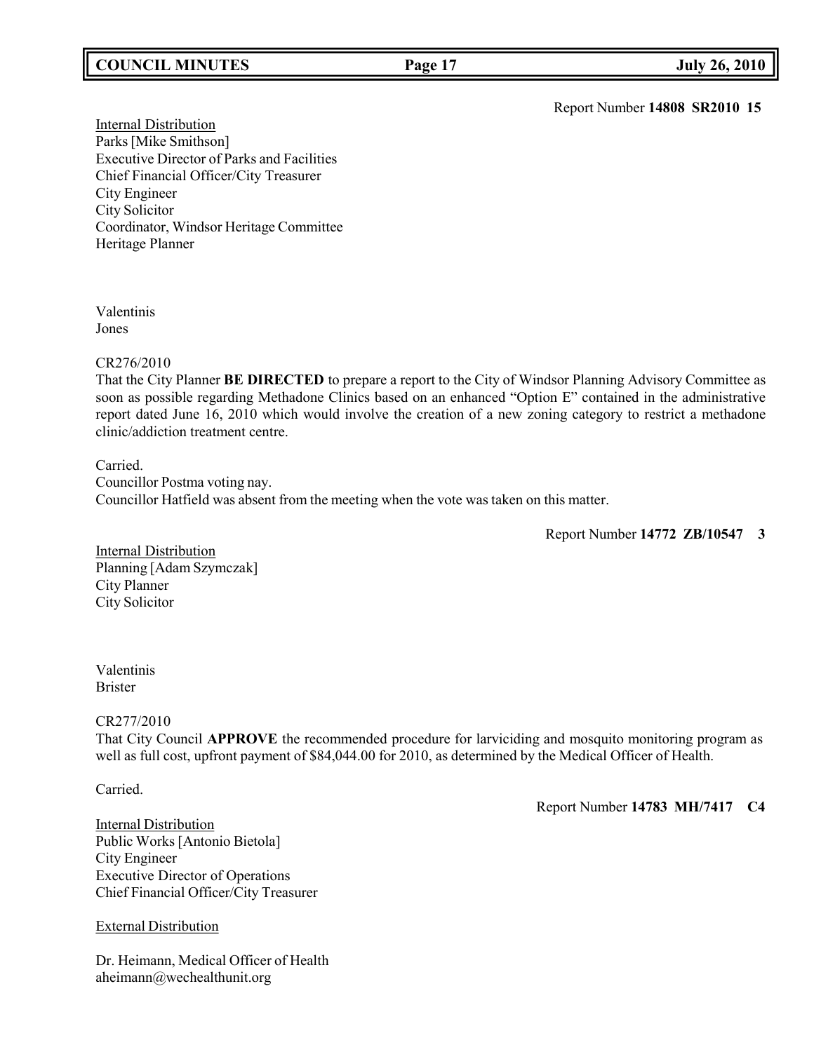Report Number **14808 SR2010 15**

Internal Distribution
Parks [Mike Smithson]
Executive Director of Parks and Facilities
Chief Financial Officer/City Treasurer
City Engineer
City Solicitor
Coordinator, Windsor Heritage Committee
Heritage Planner

Valentinis
Jones

CR276/2010
That the City Planner **BE DIRECTED** to prepare a report to the City of Windsor Planning Advisory Committee as soon as possible regarding Methadone Clinics based on an enhanced "Option E" contained in the administrative report dated June 16, 2010 which would involve the creation of a new zoning category to restrict a methadone clinic/addiction treatment centre.

Carried.
Councillor Postma voting nay.
Councillor Hatfield was absent from the meeting when the vote was taken on this matter.

Report Number **14772 ZB/10547 3**

Internal Distribution
Planning [Adam Szymczak]
City Planner
City Solicitor

Valentinis
Brister

CR277/2010
That City Council **APPROVE** the recommended procedure for larviciding and mosquito monitoring program as well as full cost, upfront payment of $84,044.00 for 2010, as determined by the Medical Officer of Health.

Carried.

Report Number **14783 MH/7417 C4**

Internal Distribution
Public Works [Antonio Bietola]
City Engineer
Executive Director of Operations
Chief Financial Officer/City Treasurer

External Distribution

Dr. Heimann, Medical Officer of Health
aheimann@wechealthunit.org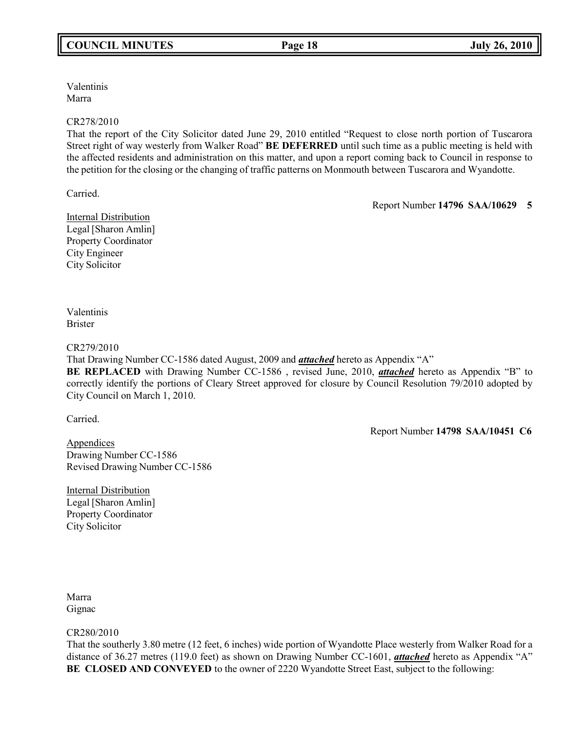Valentinis
Marra

CR278/2010
That the report of the City Solicitor dated June 29, 2010 entitled "Request to close north portion of Tuscarora Street right of way westerly from Walker Road" **BE DEFERRED** until such time as a public meeting is held with the affected residents and administration on this matter, and upon a report coming back to Council in response to the petition for the closing or the changing of traffic patterns on Monmouth between Tuscarora and Wyandotte.

Carried.

Report Number **14796 SAA/10629 5**

Internal Distribution
Legal [Sharon Amlin]
Property Coordinator
City Engineer
City Solicitor

Valentinis
Brister

CR279/2010
That Drawing Number CC-1586 dated August, 2009 and ***attached*** hereto as Appendix "A"
**BE REPLACED** with Drawing Number CC-1586 , revised June, 2010, ***attached*** hereto as Appendix "B" to correctly identify the portions of Cleary Street approved for closure by Council Resolution 79/2010 adopted by City Council on March 1, 2010.

Carried.

Report Number **14798 SAA/10451 C6**

Appendices
Drawing Number CC-1586
Revised Drawing Number CC-1586

Internal Distribution
Legal [Sharon Amlin]
Property Coordinator
City Solicitor

Marra
Gignac

CR280/2010
That the southerly 3.80 metre (12 feet, 6 inches) wide portion of Wyandotte Place westerly from Walker Road for a distance of 36.27 metres (119.0 feet) as shown on Drawing Number CC-1601, ***attached*** hereto as Appendix "A" **BE CLOSED AND CONVEYED** to the owner of 2220 Wyandotte Street East, subject to the following: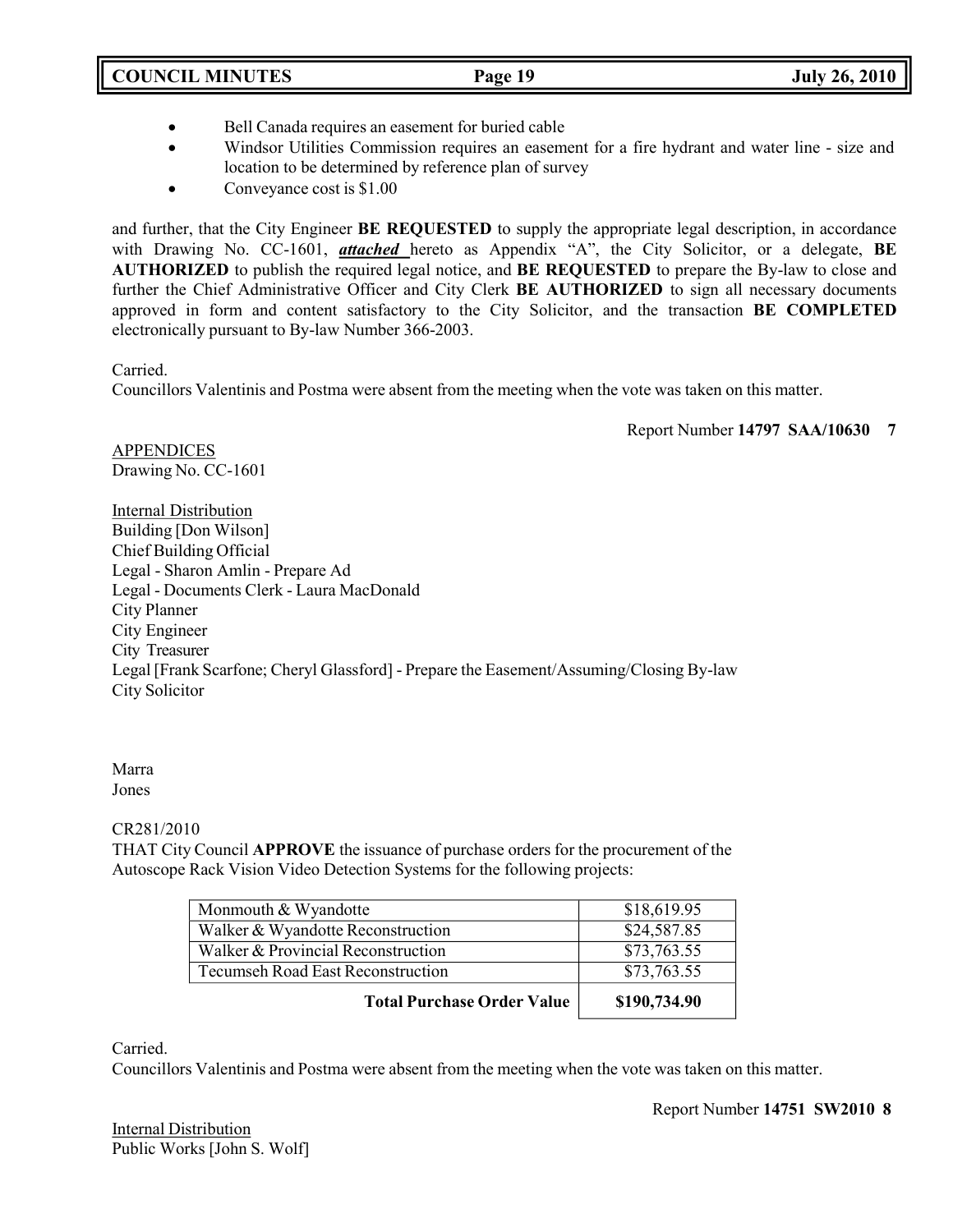- Bell Canada requires an easement for buried cable
- Windsor Utilities Commission requires an easement for a fire hydrant and water line - size and location to be determined by reference plan of survey
- Conveyance cost is $1.00

and further, that the City Engineer **BE REQUESTED** to supply the appropriate legal description, in accordance with Drawing No. CC-1601, ***attached*** hereto as Appendix "A", the City Solicitor, or a delegate, **BE AUTHORIZED** to publish the required legal notice, and **BE REQUESTED** to prepare the By-law to close and further the Chief Administrative Officer and City Clerk **BE AUTHORIZED** to sign all necessary documents approved in form and content satisfactory to the City Solicitor, and the transaction **BE COMPLETED** electronically pursuant to By-law Number 366-2003.

Carried.
Councillors Valentinis and Postma were absent from the meeting when the vote was taken on this matter.

Report Number **14797 SAA/10630 7**

APPENDICES
Drawing No. CC-1601

Internal Distribution
Building [Don Wilson]
Chief Building Official
Legal - Sharon Amlin - Prepare Ad
Legal - Documents Clerk - Laura MacDonald
City Planner
City Engineer
City Treasurer
Legal [Frank Scarfone; Cheryl Glassford] - Prepare the Easement/Assuming/Closing By-law
City Solicitor

Marra
Jones

CR281/2010
THAT City Council **APPROVE** the issuance of purchase orders for the procurement of the Autoscope Rack Vision Video Detection Systems for the following projects:

| Project | Amount |
|---|---|
| Monmouth & Wyandotte | $18,619.95 |
| Walker & Wyandotte Reconstruction | $24,587.85 |
| Walker & Provincial Reconstruction | $73,763.55 |
| Tecumseh Road East Reconstruction | $73,763.55 |
| **Total Purchase Order Value** | **$190,734.90** |

Carried.
Councillors Valentinis and Postma were absent from the meeting when the vote was taken on this matter.

Report Number **14751 SW2010 8**

Internal Distribution
Public Works [John S. Wolf]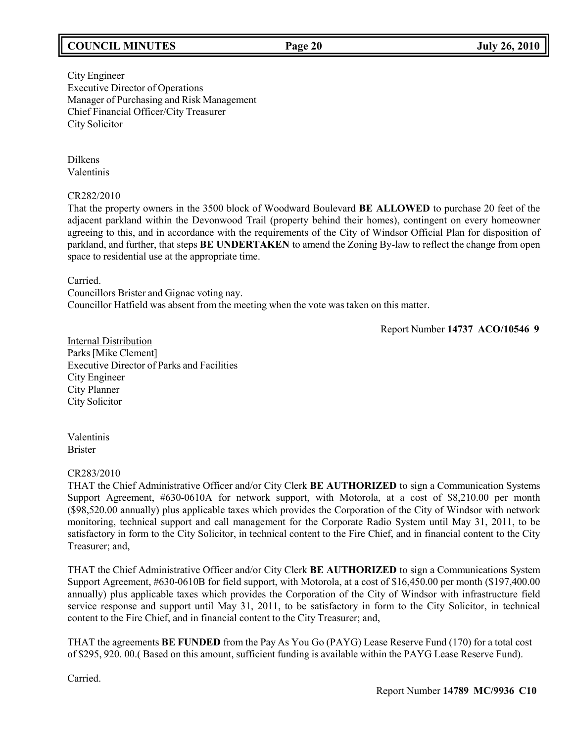City Engineer
Executive Director of Operations
Manager of Purchasing and Risk Management
Chief Financial Officer/City Treasurer
City Solicitor

Dilkens
Valentinis

CR282/2010
That the property owners in the 3500 block of Woodward Boulevard **BE ALLOWED** to purchase 20 feet of the adjacent parkland within the Devonwood Trail (property behind their homes), contingent on every homeowner agreeing to this, and in accordance with the requirements of the City of Windsor Official Plan for disposition of parkland, and further, that steps **BE UNDERTAKEN** to amend the Zoning By-law to reflect the change from open space to residential use at the appropriate time.

Carried.
Councillors Brister and Gignac voting nay.
Councillor Hatfield was absent from the meeting when the vote was taken on this matter.

Report Number **14737 ACO/10546 9**

Internal Distribution
Parks [Mike Clement]
Executive Director of Parks and Facilities
City Engineer
City Planner
City Solicitor

Valentinis
Brister

CR283/2010
THAT the Chief Administrative Officer and/or City Clerk **BE AUTHORIZED** to sign a Communication Systems Support Agreement, #630-0610A for network support, with Motorola, at a cost of $8,210.00 per month ($98,520.00 annually) plus applicable taxes which provides the Corporation of the City of Windsor with network monitoring, technical support and call management for the Corporate Radio System until May 31, 2011, to be satisfactory in form to the City Solicitor, in technical content to the Fire Chief, and in financial content to the City Treasurer; and,

THAT the Chief Administrative Officer and/or City Clerk **BE AUTHORIZED** to sign a Communications System Support Agreement, #630-0610B for field support, with Motorola, at a cost of $16,450.00 per month ($197,400.00 annually) plus applicable taxes which provides the Corporation of the City of Windsor with infrastructure field service response and support until May 31, 2011, to be satisfactory in form to the City Solicitor, in technical content to the Fire Chief, and in financial content to the City Treasurer; and,

THAT the agreements **BE FUNDED** from the Pay As You Go (PAYG) Lease Reserve Fund (170) for a total cost of $295, 920. 00.( Based on this amount, sufficient funding is available within the PAYG Lease Reserve Fund).

Carried.

Report Number **14789 MC/9936 C10**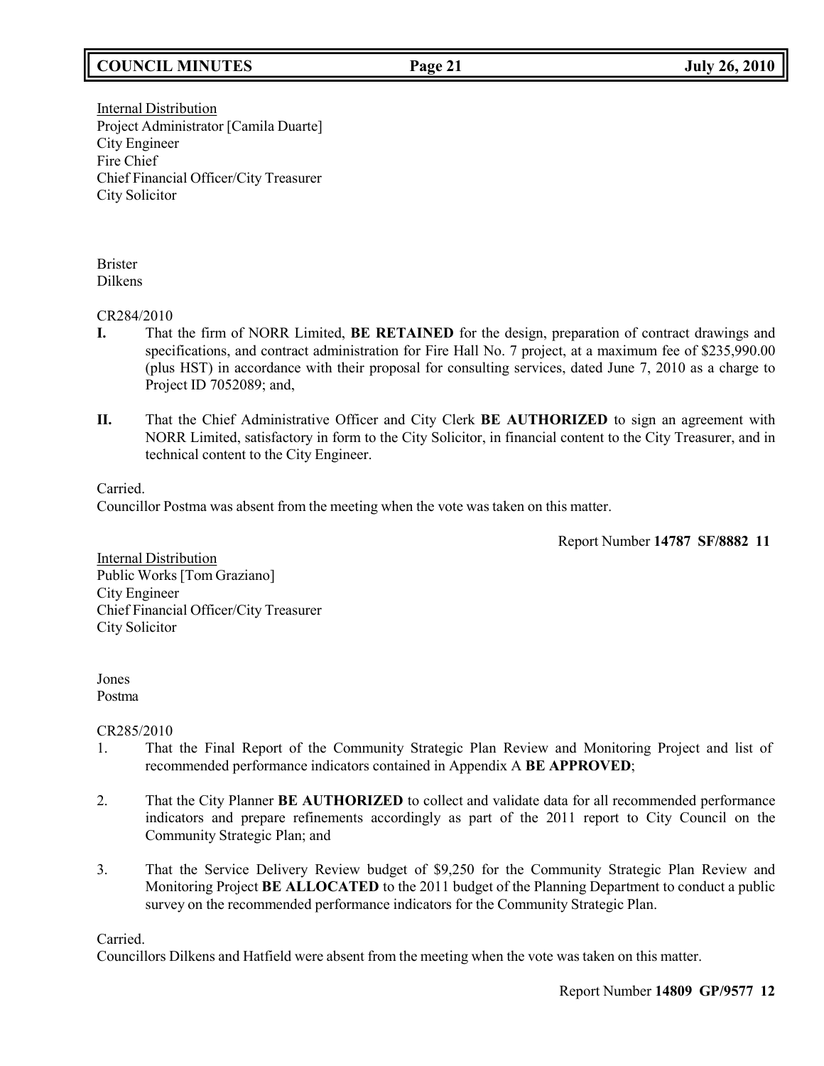Internal Distribution
Project Administrator [Camila Duarte]
City Engineer
Fire Chief
Chief Financial Officer/City Treasurer
City Solicitor

Brister
Dilkens

CR284/2010

**I.** That the firm of NORR Limited, **BE RETAINED** for the design, preparation of contract drawings and specifications, and contract administration for Fire Hall No. 7 project, at a maximum fee of $235,990.00 (plus HST) in accordance with their proposal for consulting services, dated June 7, 2010 as a charge to Project ID 7052089; and,

**II.** That the Chief Administrative Officer and City Clerk **BE AUTHORIZED** to sign an agreement with NORR Limited, satisfactory in form to the City Solicitor, in financial content to the City Treasurer, and in technical content to the City Engineer.

Carried.
Councillor Postma was absent from the meeting when the vote was taken on this matter.

Report Number **14787 SF/8882 11**

Internal Distribution
Public Works [Tom Graziano]
City Engineer
Chief Financial Officer/City Treasurer
City Solicitor

Jones
Postma

CR285/2010

1. That the Final Report of the Community Strategic Plan Review and Monitoring Project and list of recommended performance indicators contained in Appendix A **BE APPROVED**;

2. That the City Planner **BE AUTHORIZED** to collect and validate data for all recommended performance indicators and prepare refinements accordingly as part of the 2011 report to City Council on the Community Strategic Plan; and

3. That the Service Delivery Review budget of $9,250 for the Community Strategic Plan Review and Monitoring Project **BE ALLOCATED** to the 2011 budget of the Planning Department to conduct a public survey on the recommended performance indicators for the Community Strategic Plan.

Carried.
Councillors Dilkens and Hatfield were absent from the meeting when the vote was taken on this matter.

Report Number **14809 GP/9577 12**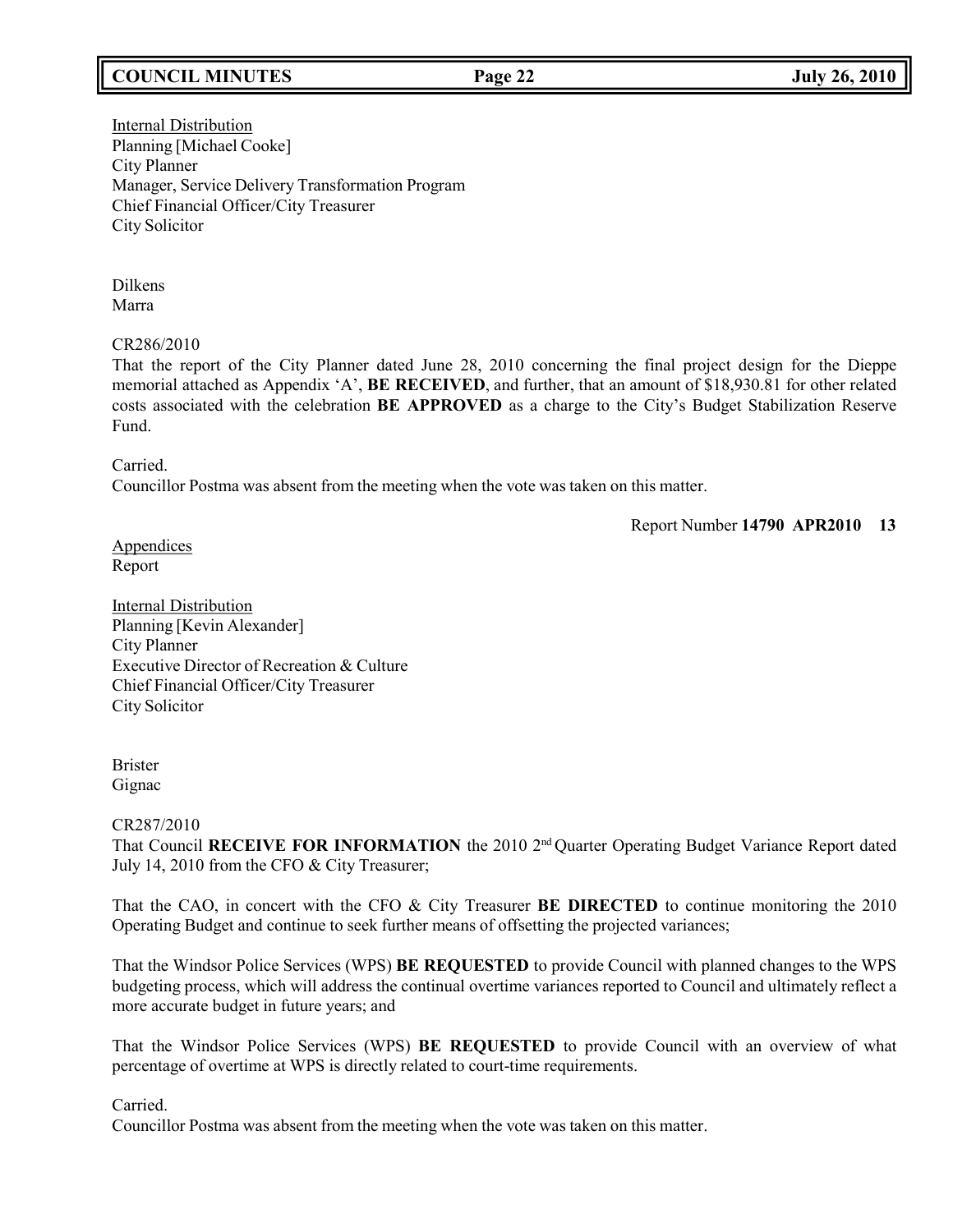Internal Distribution
Planning [Michael Cooke]
City Planner
Manager, Service Delivery Transformation Program
Chief Financial Officer/City Treasurer
City Solicitor

Dilkens
Marra

CR286/2010
That the report of the City Planner dated June 28, 2010 concerning the final project design for the Dieppe memorial attached as Appendix 'A', **BE RECEIVED**, and further, that an amount of $18,930.81 for other related costs associated with the celebration **BE APPROVED** as a charge to the City's Budget Stabilization Reserve Fund.

Carried.
Councillor Postma was absent from the meeting when the vote was taken on this matter.

Report Number **14790 APR2010 13**

Appendices
Report

Internal Distribution
Planning [Kevin Alexander]
City Planner
Executive Director of Recreation & Culture
Chief Financial Officer/City Treasurer
City Solicitor

Brister
Gignac

CR287/2010
That Council **RECEIVE FOR INFORMATION** the 2010 2nd Quarter Operating Budget Variance Report dated July 14, 2010 from the CFO & City Treasurer;

That the CAO, in concert with the CFO & City Treasurer **BE DIRECTED** to continue monitoring the 2010 Operating Budget and continue to seek further means of offsetting the projected variances;

That the Windsor Police Services (WPS) **BE REQUESTED** to provide Council with planned changes to the WPS budgeting process, which will address the continual overtime variances reported to Council and ultimately reflect a more accurate budget in future years; and

That the Windsor Police Services (WPS) **BE REQUESTED** to provide Council with an overview of what percentage of overtime at WPS is directly related to court-time requirements.

Carried.
Councillor Postma was absent from the meeting when the vote was taken on this matter.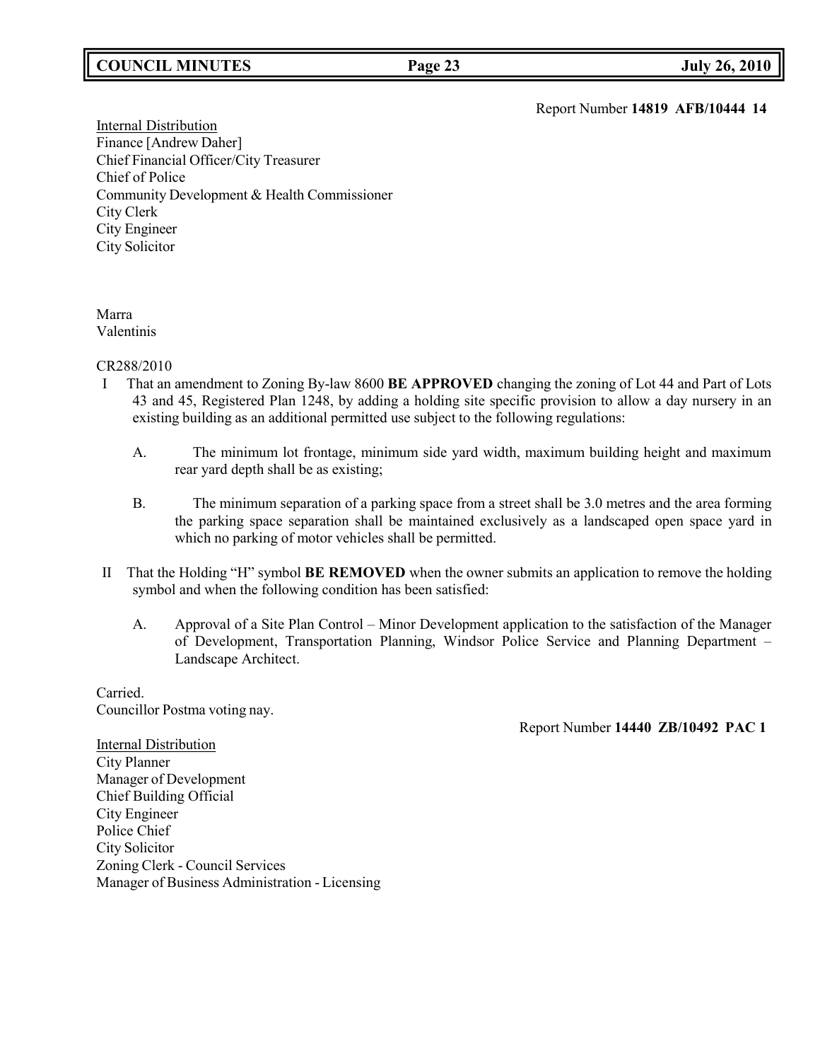Report Number **14819 AFB/10444 14**

Internal Distribution
Finance [Andrew Daher]
Chief Financial Officer/City Treasurer
Chief of Police
Community Development & Health Commissioner
City Clerk
City Engineer
City Solicitor

Marra
Valentinis

CR288/2010

I That an amendment to Zoning By-law 8600 **BE APPROVED** changing the zoning of Lot 44 and Part of Lots 43 and 45, Registered Plan 1248, by adding a holding site specific provision to allow a day nursery in an existing building as an additional permitted use subject to the following regulations:

A. The minimum lot frontage, minimum side yard width, maximum building height and maximum rear yard depth shall be as existing;

B. The minimum separation of a parking space from a street shall be 3.0 metres and the area forming the parking space separation shall be maintained exclusively as a landscaped open space yard in which no parking of motor vehicles shall be permitted.

II That the Holding "H" symbol **BE REMOVED** when the owner submits an application to remove the holding symbol and when the following condition has been satisfied:

A. Approval of a Site Plan Control – Minor Development application to the satisfaction of the Manager of Development, Transportation Planning, Windsor Police Service and Planning Department – Landscape Architect.

Carried.
Councillor Postma voting nay.

Report Number **14440 ZB/10492 PAC 1**

Internal Distribution
City Planner
Manager of Development
Chief Building Official
City Engineer
Police Chief
City Solicitor
Zoning Clerk - Council Services
Manager of Business Administration - Licensing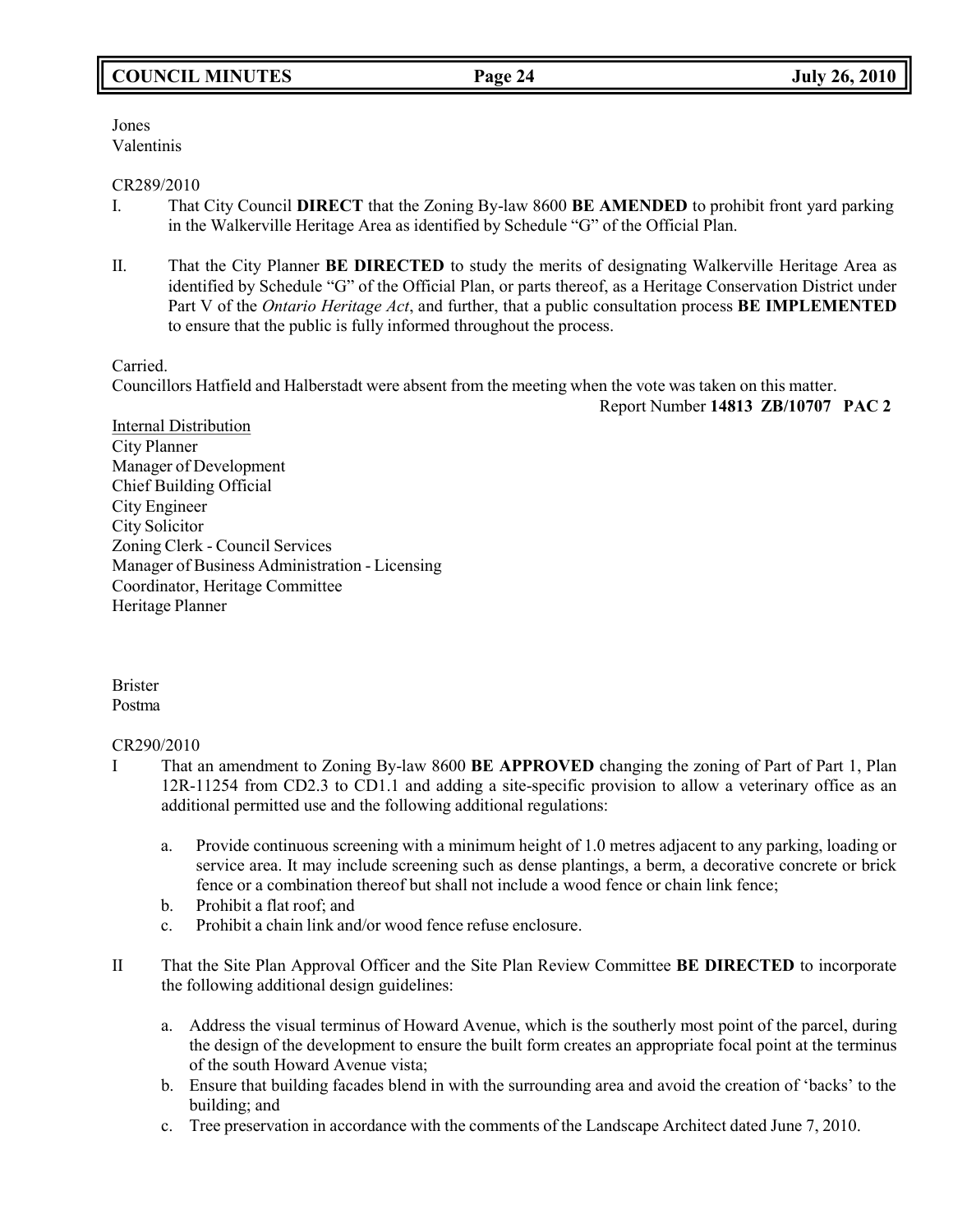Jones
Valentinis

CR289/2010

I. That City Council **DIRECT** that the Zoning By-law 8600 **BE AMENDED** to prohibit front yard parking in the Walkerville Heritage Area as identified by Schedule "G" of the Official Plan.

II. That the City Planner **BE DIRECTED** to study the merits of designating Walkerville Heritage Area as identified by Schedule "G" of the Official Plan, or parts thereof, as a Heritage Conservation District under Part V of the *Ontario Heritage Act*, and further, that a public consultation process **BE IMPLEMENTED** to ensure that the public is fully informed throughout the process.

Carried.

Councillors Hatfield and Halberstadt were absent from the meeting when the vote was taken on this matter.

Report Number **14813 ZB/10707 PAC 2**

Internal Distribution
City Planner
Manager of Development
Chief Building Official
City Engineer
City Solicitor
Zoning Clerk - Council Services
Manager of Business Administration - Licensing
Coordinator, Heritage Committee
Heritage Planner

Brister
Postma

CR290/2010

I That an amendment to Zoning By-law 8600 **BE APPROVED** changing the zoning of Part of Part 1, Plan 12R-11254 from CD2.3 to CD1.1 and adding a site-specific provision to allow a veterinary office as an additional permitted use and the following additional regulations:

a. Provide continuous screening with a minimum height of 1.0 metres adjacent to any parking, loading or service area. It may include screening such as dense plantings, a berm, a decorative concrete or brick fence or a combination thereof but shall not include a wood fence or chain link fence;
b. Prohibit a flat roof; and
c. Prohibit a chain link and/or wood fence refuse enclosure.

II That the Site Plan Approval Officer and the Site Plan Review Committee **BE DIRECTED** to incorporate the following additional design guidelines:

a. Address the visual terminus of Howard Avenue, which is the southerly most point of the parcel, during the design of the development to ensure the built form creates an appropriate focal point at the terminus of the south Howard Avenue vista;
b. Ensure that building facades blend in with the surrounding area and avoid the creation of 'backs' to the building; and
c. Tree preservation in accordance with the comments of the Landscape Architect dated June 7, 2010.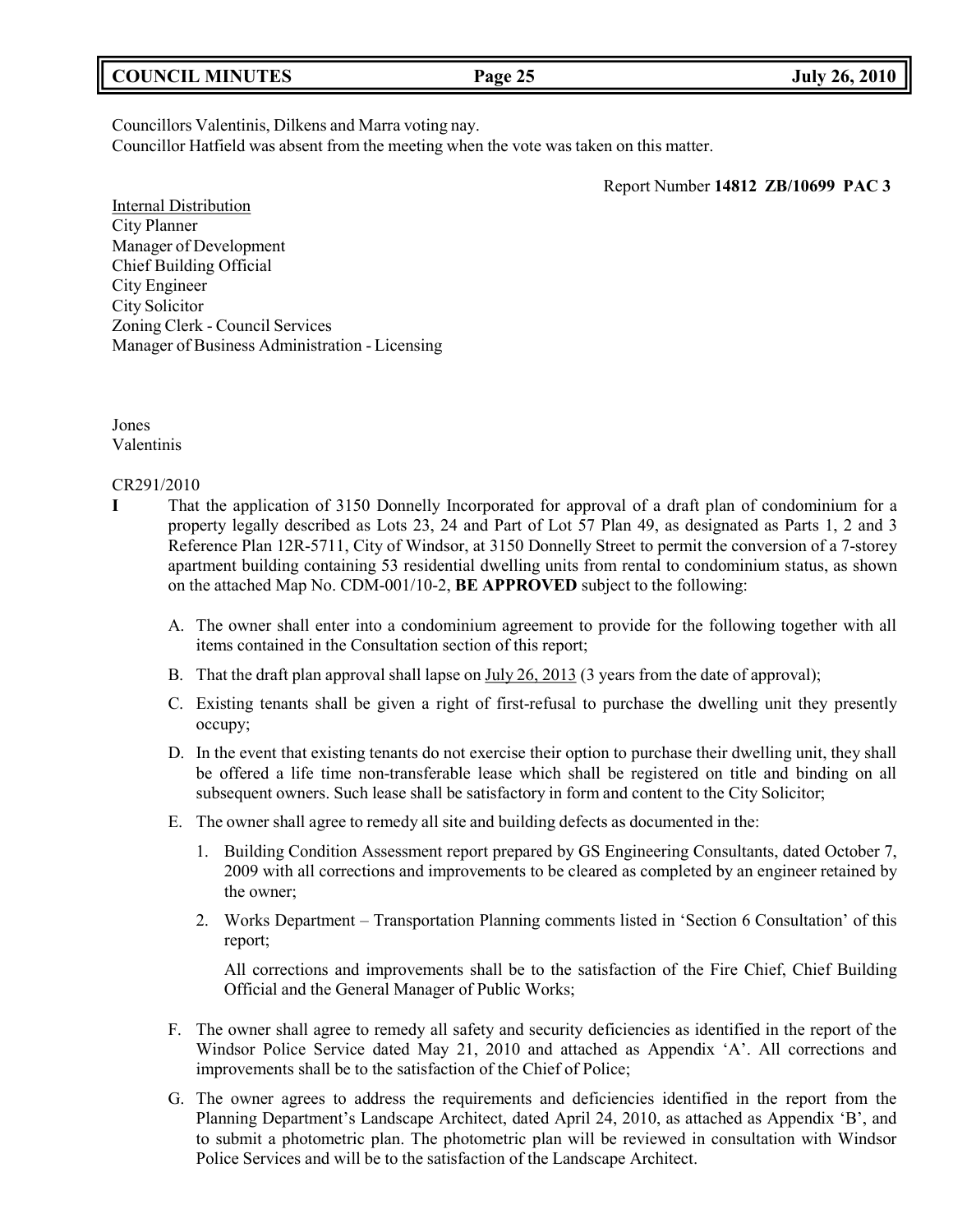Councillors Valentinis, Dilkens and Marra voting nay.
Councillor Hatfield was absent from the meeting when the vote was taken on this matter.

Report Number **14812 ZB/10699 PAC 3**

Internal Distribution
City Planner
Manager of Development
Chief Building Official
City Engineer
City Solicitor
Zoning Clerk - Council Services
Manager of Business Administration - Licensing

Jones
Valentinis

CR291/2010

**I** That the application of 3150 Donnelly Incorporated for approval of a draft plan of condominium for a property legally described as Lots 23, 24 and Part of Lot 57 Plan 49, as designated as Parts 1, 2 and 3 Reference Plan 12R-5711, City of Windsor, at 3150 Donnelly Street to permit the conversion of a 7-storey apartment building containing 53 residential dwelling units from rental to condominium status, as shown on the attached Map No. CDM-001/10-2, **BE APPROVED** subject to the following:

A. The owner shall enter into a condominium agreement to provide for the following together with all items contained in the Consultation section of this report;

B. That the draft plan approval shall lapse on July 26, 2013 (3 years from the date of approval);

C. Existing tenants shall be given a right of first-refusal to purchase the dwelling unit they presently occupy;

D. In the event that existing tenants do not exercise their option to purchase their dwelling unit, they shall be offered a life time non-transferable lease which shall be registered on title and binding on all subsequent owners. Such lease shall be satisfactory in form and content to the City Solicitor;

E. The owner shall agree to remedy all site and building defects as documented in the:

   1. Building Condition Assessment report prepared by GS Engineering Consultants, dated October 7, 2009 with all corrections and improvements to be cleared as completed by an engineer retained by the owner;

   2. Works Department – Transportation Planning comments listed in 'Section 6 Consultation' of this report;

   All corrections and improvements shall be to the satisfaction of the Fire Chief, Chief Building Official and the General Manager of Public Works;

F. The owner shall agree to remedy all safety and security deficiencies as identified in the report of the Windsor Police Service dated May 21, 2010 and attached as Appendix 'A'. All corrections and improvements shall be to the satisfaction of the Chief of Police;

G. The owner agrees to address the requirements and deficiencies identified in the report from the Planning Department's Landscape Architect, dated April 24, 2010, as attached as Appendix 'B', and to submit a photometric plan. The photometric plan will be reviewed in consultation with Windsor Police Services and will be to the satisfaction of the Landscape Architect.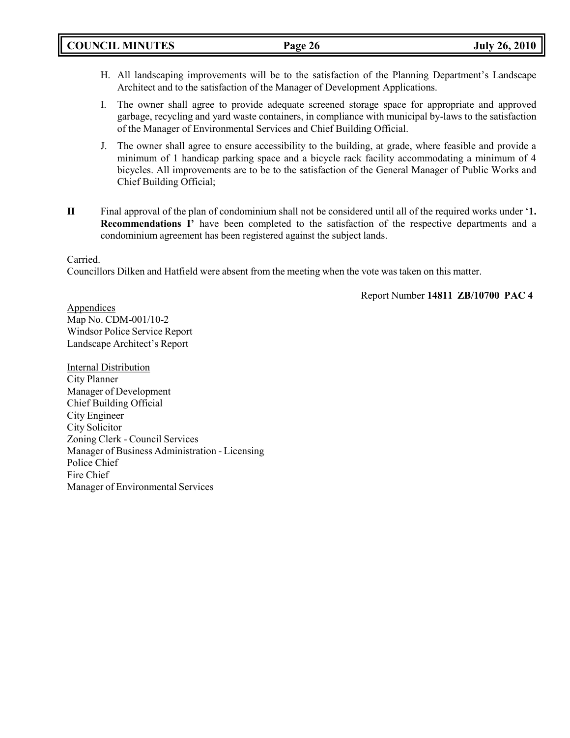H. All landscaping improvements will be to the satisfaction of the Planning Department's Landscape Architect and to the satisfaction of the Manager of Development Applications.

I. The owner shall agree to provide adequate screened storage space for appropriate and approved garbage, recycling and yard waste containers, in compliance with municipal by-laws to the satisfaction of the Manager of Environmental Services and Chief Building Official.

J. The owner shall agree to ensure accessibility to the building, at grade, where feasible and provide a minimum of 1 handicap parking space and a bicycle rack facility accommodating a minimum of 4 bicycles. All improvements are to be to the satisfaction of the General Manager of Public Works and Chief Building Official;

**II** Final approval of the plan of condominium shall not be considered until all of the required works under '**1. Recommendations I'** have been completed to the satisfaction of the respective departments and a condominium agreement has been registered against the subject lands.

Carried.
Councillors Dilken and Hatfield were absent from the meeting when the vote was taken on this matter.

Report Number **14811 ZB/10700 PAC 4**

<u>Appendices</u>
Map No. CDM-001/10-2
Windsor Police Service Report
Landscape Architect's Report

<u>Internal Distribution</u>
City Planner
Manager of Development
Chief Building Official
City Engineer
City Solicitor
Zoning Clerk - Council Services
Manager of Business Administration - Licensing
Police Chief
Fire Chief
Manager of Environmental Services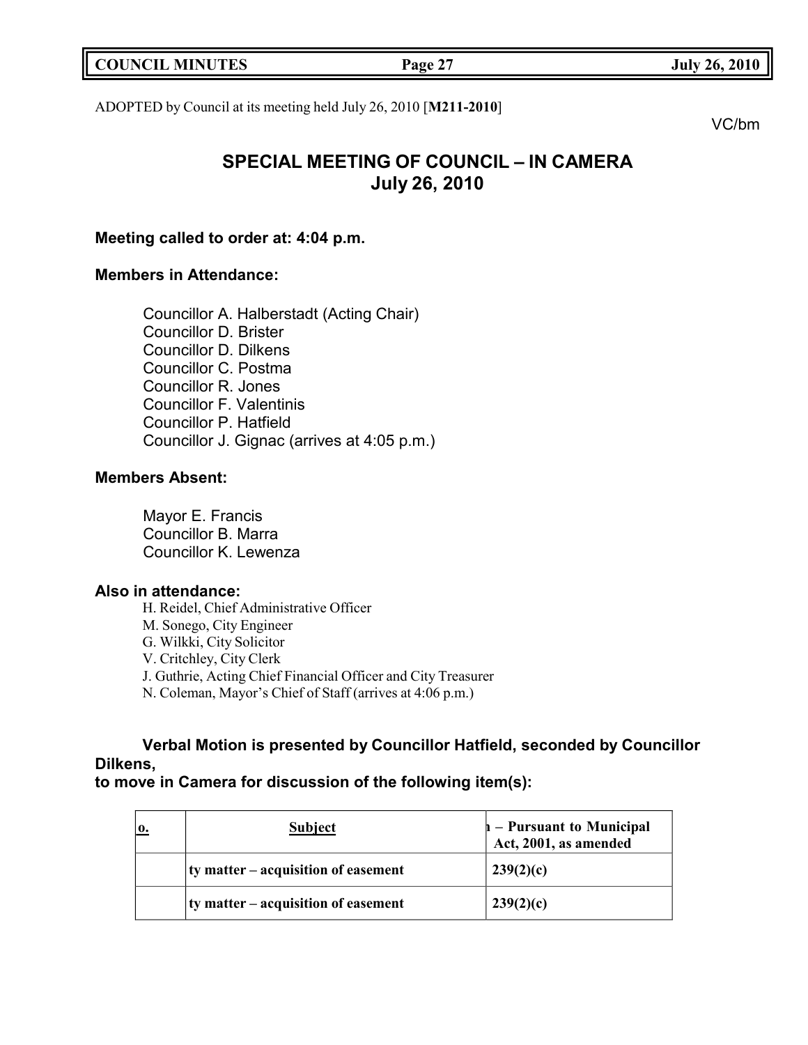ADOPTED by Council at its meeting held July 26, 2010 [**M211-2010**]

VC/bm

# SPECIAL MEETING OF COUNCIL – IN CAMERA
# July 26, 2010

**Meeting called to order at: 4:04 p.m.**

**Members in Attendance:**

Councillor A. Halberstadt (Acting Chair)
Councillor D. Brister
Councillor D. Dilkens
Councillor C. Postma
Councillor R. Jones
Councillor F. Valentinis
Councillor P. Hatfield
Councillor J. Gignac (arrives at 4:05 p.m.)

**Members Absent:**

Mayor E. Francis
Councillor B. Marra
Councillor K. Lewenza

**Also in attendance:**

H. Reidel, Chief Administrative Officer
M. Sonego, City Engineer
G. Wilkki, City Solicitor
V. Critchley, City Clerk
J. Guthrie, Acting Chief Financial Officer and City Treasurer
N. Coleman, Mayor's Chief of Staff (arrives at 4:06 p.m.)

**Verbal Motion is presented by Councillor Hatfield, seconded by Councillor Dilkens,
to move in Camera for discussion of the following item(s):**

| o. | Subject | ı – Pursuant to Municipal Act, 2001, as amended |
|---|---|---|
| | ty matter – acquisition of easement | 239(2)(c) |
| | ty matter – acquisition of easement | 239(2)(c) |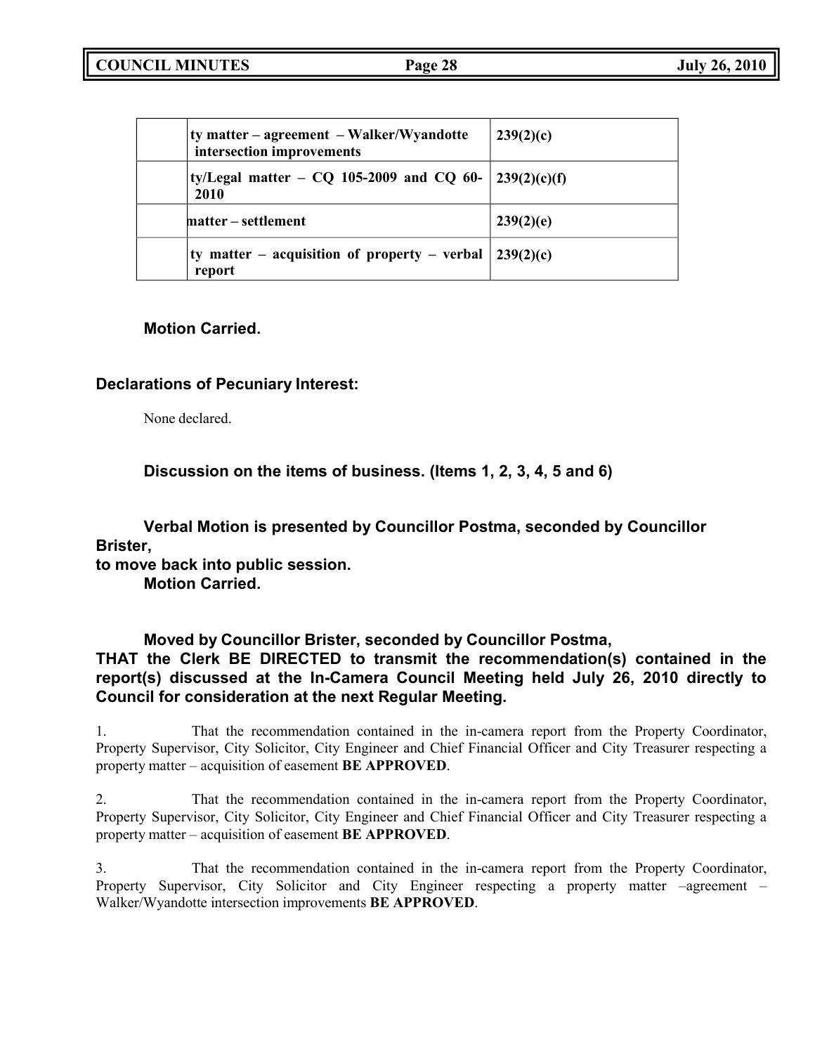| | | |
|---|---|---|
| | ty matter – agreement – Walker/Wyandotte intersection improvements | 239(2)(c) |
| | ty/Legal matter – CQ 105-2009 and CQ 60-2010 | 239(2)(c)(f) |
| | matter – settlement | 239(2)(e) |
| | ty matter – acquisition of property – verbal report | 239(2)(c) |

**Motion Carried.**

**Declarations of Pecuniary Interest:**

None declared.

**Discussion on the items of business. (Items 1, 2, 3, 4, 5 and 6)**

**Verbal Motion is presented by Councillor Postma, seconded by Councillor Brister, to move back into public session.**

**Motion Carried.**

**Moved by Councillor Brister, seconded by Councillor Postma,**

**THAT the Clerk BE DIRECTED to transmit the recommendation(s) contained in the report(s) discussed at the In-Camera Council Meeting held July 26, 2010 directly to Council for consideration at the next Regular Meeting.**

1. That the recommendation contained in the in-camera report from the Property Coordinator, Property Supervisor, City Solicitor, City Engineer and Chief Financial Officer and City Treasurer respecting a property matter – acquisition of easement **BE APPROVED**.

2. That the recommendation contained in the in-camera report from the Property Coordinator, Property Supervisor, City Solicitor, City Engineer and Chief Financial Officer and City Treasurer respecting a property matter – acquisition of easement **BE APPROVED**.

3. That the recommendation contained in the in-camera report from the Property Coordinator, Property Supervisor, City Solicitor and City Engineer respecting a property matter –agreement – Walker/Wyandotte intersection improvements **BE APPROVED**.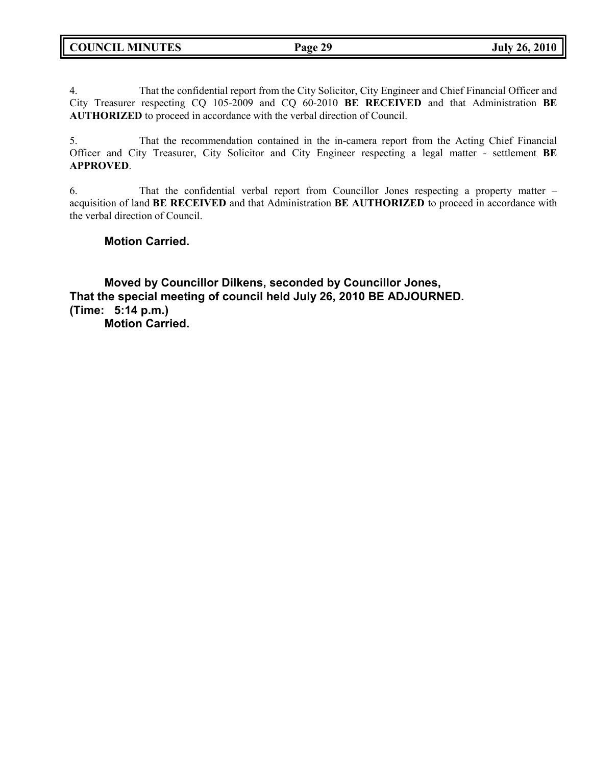4. That the confidential report from the City Solicitor, City Engineer and Chief Financial Officer and City Treasurer respecting CQ 105-2009 and CQ 60-2010 **BE RECEIVED** and that Administration **BE AUTHORIZED** to proceed in accordance with the verbal direction of Council.

5. That the recommendation contained in the in-camera report from the Acting Chief Financial Officer and City Treasurer, City Solicitor and City Engineer respecting a legal matter - settlement **BE APPROVED**.

6. That the confidential verbal report from Councillor Jones respecting a property matter – acquisition of land **BE RECEIVED** and that Administration **BE AUTHORIZED** to proceed in accordance with the verbal direction of Council.

**Motion Carried.**

**Moved by Councillor Dilkens, seconded by Councillor Jones,**
**That the special meeting of council held July 26, 2010 BE ADJOURNED.**
**(Time: 5:14 p.m.)**
**Motion Carried.**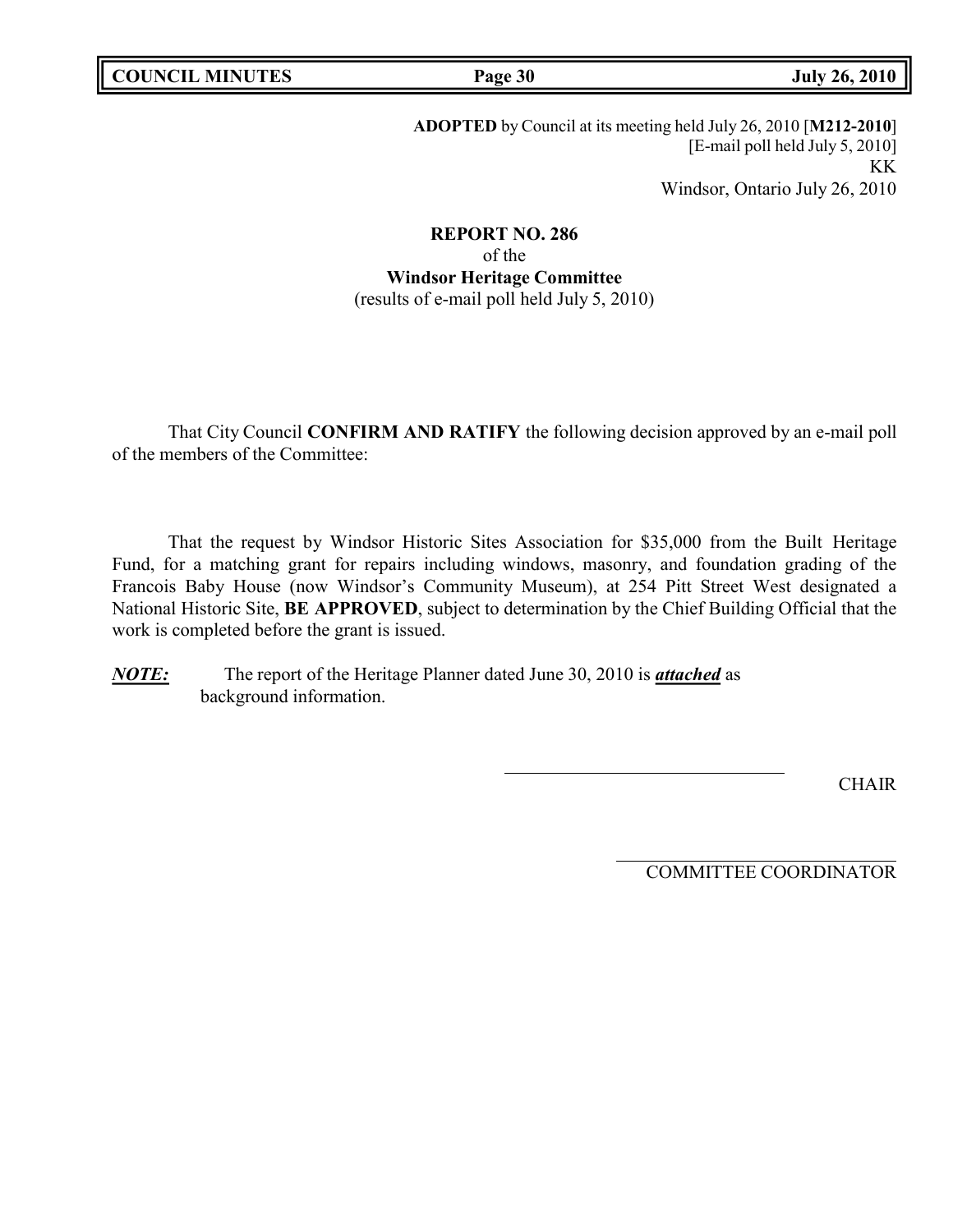**ADOPTED** by Council at its meeting held July 26, 2010 [**M212-2010**]
[E-mail poll held July 5, 2010]
KK
Windsor, Ontario July 26, 2010

**REPORT NO. 286**
of the
**Windsor Heritage Committee**
(results of e-mail poll held July 5, 2010)

That City Council **CONFIRM AND RATIFY** the following decision approved by an e-mail poll of the members of the Committee:

That the request by Windsor Historic Sites Association for $35,000 from the Built Heritage Fund, for a matching grant for repairs including windows, masonry, and foundation grading of the Francois Baby House (now Windsor's Community Museum), at 254 Pitt Street West designated a National Historic Site, **BE APPROVED**, subject to determination by the Chief Building Official that the work is completed before the grant is issued.

***NOTE:*** The report of the Heritage Planner dated June 30, 2010 is ***attached*** as background information.

CHAIR

COMMITTEE COORDINATOR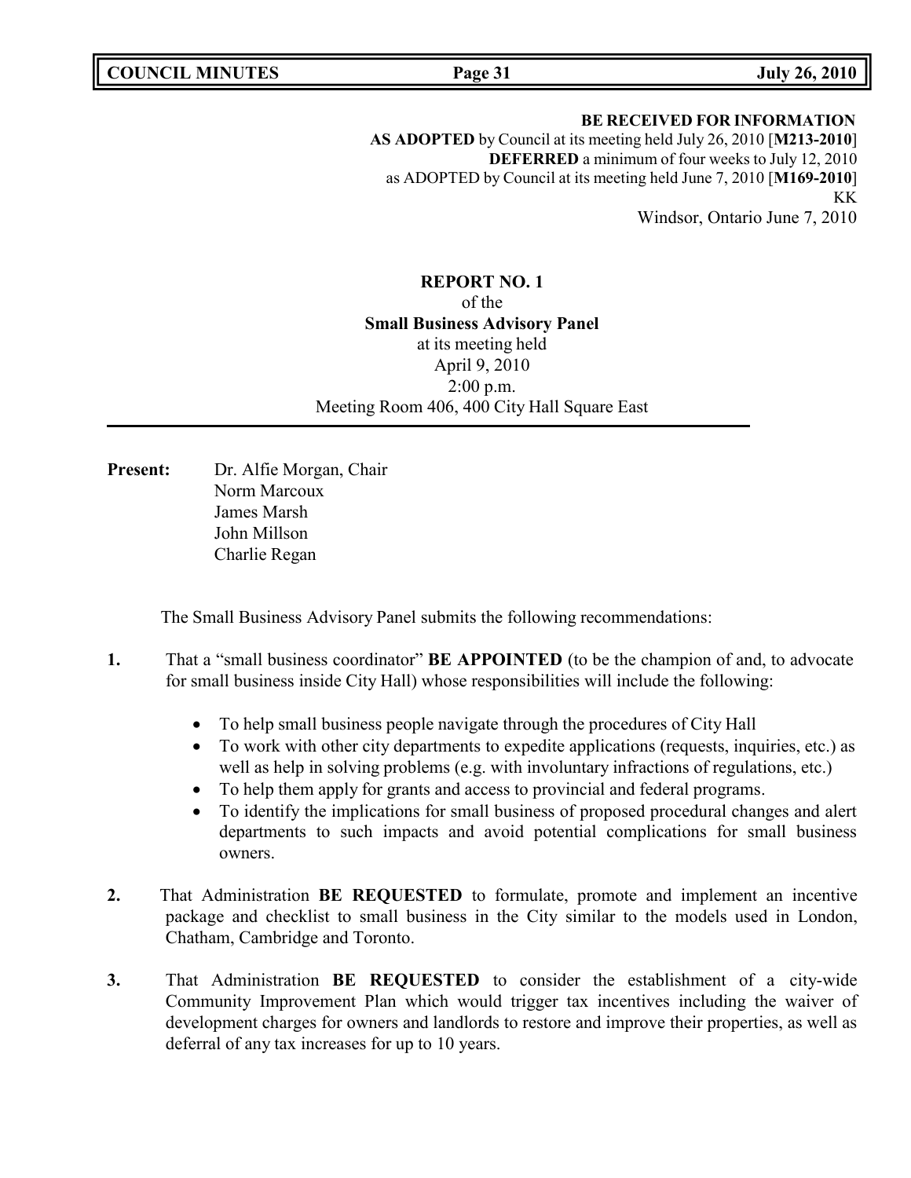**BE RECEIVED FOR INFORMATION**
**AS ADOPTED** by Council at its meeting held July 26, 2010 [**M213-2010**]
**DEFERRED** a minimum of four weeks to July 12, 2010
as ADOPTED by Council at its meeting held June 7, 2010 [**M169-2010**]
KK
Windsor, Ontario June 7, 2010

**REPORT NO. 1**
of the
**Small Business Advisory Panel**
at its meeting held
April 9, 2010
2:00 p.m.
Meeting Room 406, 400 City Hall Square East

**Present:** Dr. Alfie Morgan, Chair
Norm Marcoux
James Marsh
John Millson
Charlie Regan

The Small Business Advisory Panel submits the following recommendations:

**1.** That a "small business coordinator" **BE APPOINTED** (to be the champion of and, to advocate for small business inside City Hall) whose responsibilities will include the following:

- To help small business people navigate through the procedures of City Hall
- To work with other city departments to expedite applications (requests, inquiries, etc.) as well as help in solving problems (e.g. with involuntary infractions of regulations, etc.)
- To help them apply for grants and access to provincial and federal programs.
- To identify the implications for small business of proposed procedural changes and alert departments to such impacts and avoid potential complications for small business owners.

**2.** That Administration **BE REQUESTED** to formulate, promote and implement an incentive package and checklist to small business in the City similar to the models used in London, Chatham, Cambridge and Toronto.

**3.** That Administration **BE REQUESTED** to consider the establishment of a city-wide Community Improvement Plan which would trigger tax incentives including the waiver of development charges for owners and landlords to restore and improve their properties, as well as deferral of any tax increases for up to 10 years.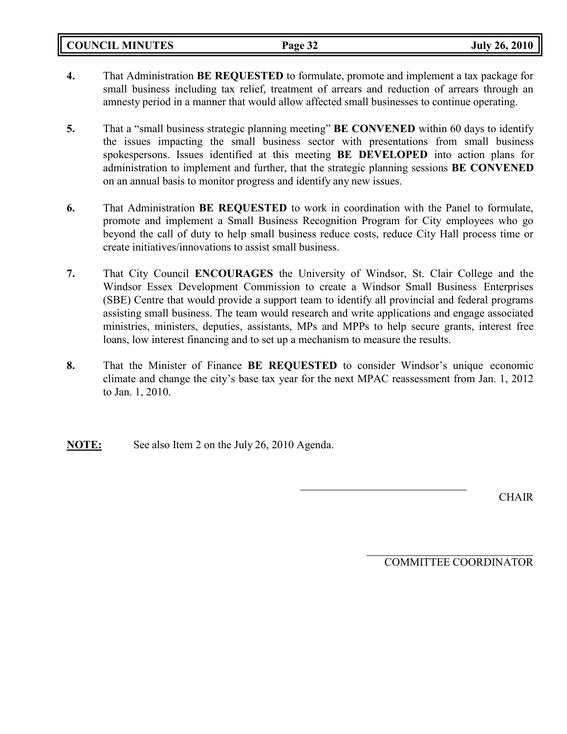4. That Administration **BE REQUESTED** to formulate, promote and implement a tax package for small business including tax relief, treatment of arrears and reduction of arrears through an amnesty period in a manner that would allow affected small businesses to continue operating.

5. That a "small business strategic planning meeting" **BE CONVENED** within 60 days to identify the issues impacting the small business sector with presentations from small business spokespersons. Issues identified at this meeting **BE DEVELOPED** into action plans for administration to implement and further, that the strategic planning sessions **BE CONVENED** on an annual basis to monitor progress and identify any new issues.

6. That Administration **BE REQUESTED** to work in coordination with the Panel to formulate, promote and implement a Small Business Recognition Program for City employees who go beyond the call of duty to help small business reduce costs, reduce City Hall process time or create initiatives/innovations to assist small business.

7. That City Council **ENCOURAGES** the University of Windsor, St. Clair College and the Windsor Essex Development Commission to create a Windsor Small Business Enterprises (SBE) Centre that would provide a support team to identify all provincial and federal programs assisting small business. The team would research and write applications and engage associated ministries, ministers, deputies, assistants, MPs and MPPs to help secure grants, interest free loans, low interest financing and to set up a mechanism to measure the results.

8. That the Minister of Finance **BE REQUESTED** to consider Windsor's unique economic climate and change the city's base tax year for the next MPAC reassessment from Jan. 1, 2012 to Jan. 1, 2010.

**NOTE:** See also Item 2 on the July 26, 2010 Agenda.

CHAIR

COMMITTEE COORDINATOR